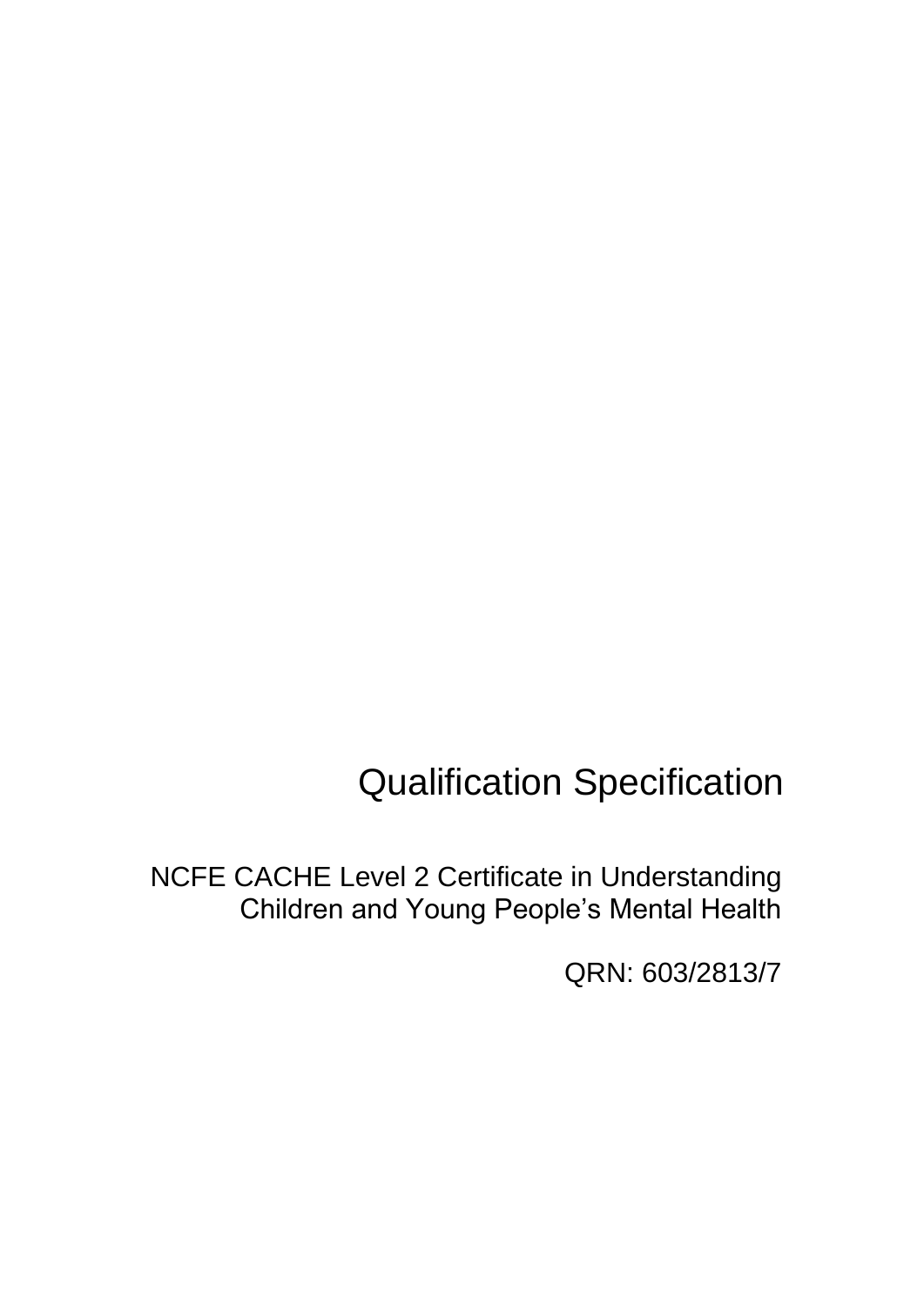# Qualification Specification

NCFE CACHE Level 2 Certificate in Understanding Children and Young People's Mental Health

QRN: 603/2813/7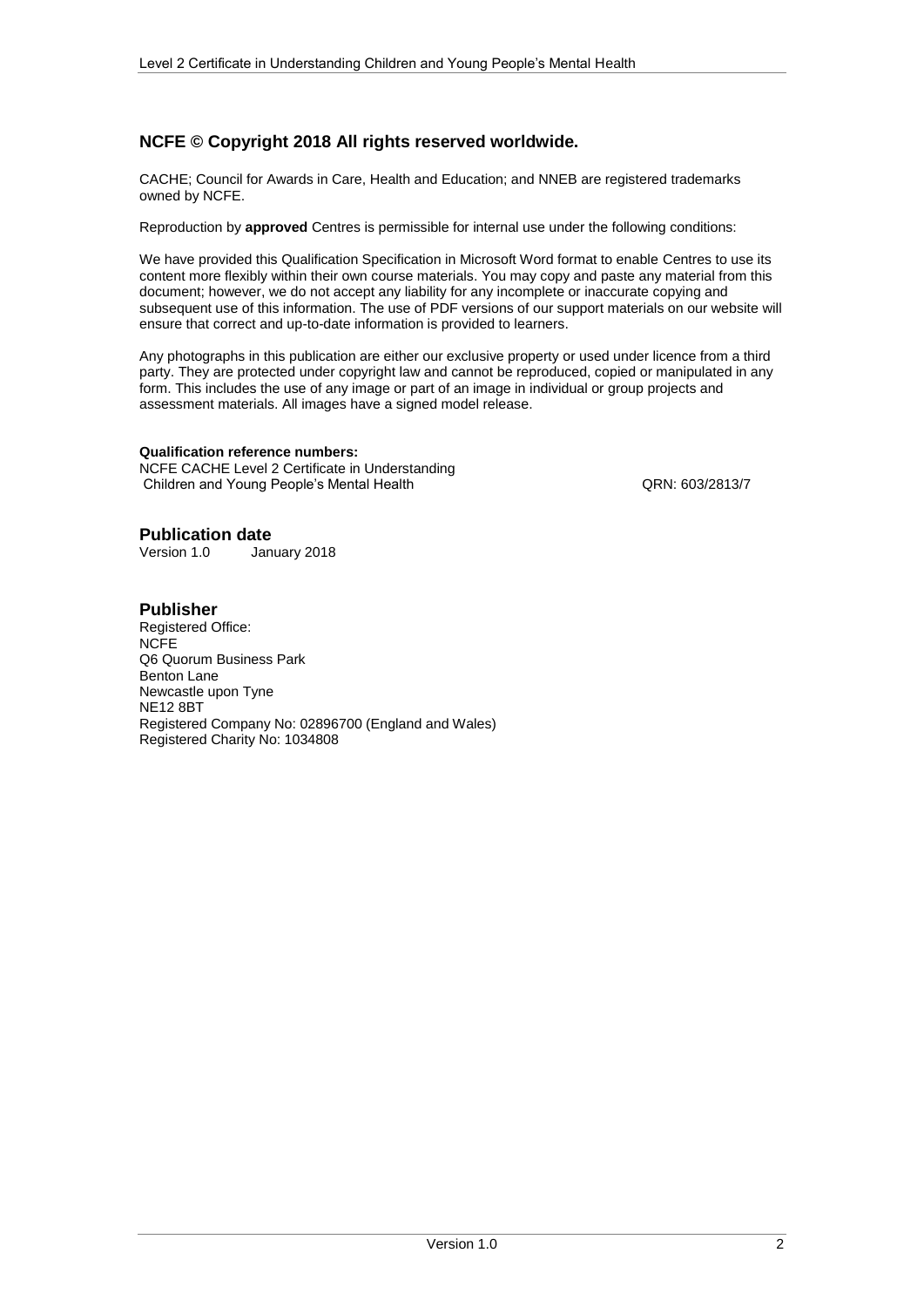## NCFE © Copyright 2018 All rights reserved worldwide.

CACHE; Council for Awards in Care, Health and Education; and NNEB are registered trademarks owned by NCFE.

Reproduction by **approved** Centres is permissible for internal use under the following conditions:

We have provided this Qualification Specification in Microsoft Word format to enable Centres to use its content more flexibly within their own course materials. You may copy and paste any material from this document; however, we do not accept any liability for any incomplete or inaccurate copying and subsequent use of this information. The use of PDF versions of our support materials on our website will ensure that correct and up-to-date information is provided to learners.

Any photographs in this publication are either our exclusive property or used under licence from a third party. They are protected under copyright law and cannot be reproduced, copied or manipulated in any form. This includes the use of any image or part of an image in individual or group projects and assessment materials. All images have a signed model release.

**Qualification reference numbers:**
NCFE CACHE Level 2 Certificate in Understanding Children and Young People's Mental Health QRN: 603/2813/7

## Publication date

Version 1.0 January 2018

## Publisher

Registered Office:
NCFE
Q6 Quorum Business Park
Benton Lane
Newcastle upon Tyne
NE12 8BT
Registered Company No: 02896700 (England and Wales)
Registered Charity No: 1034808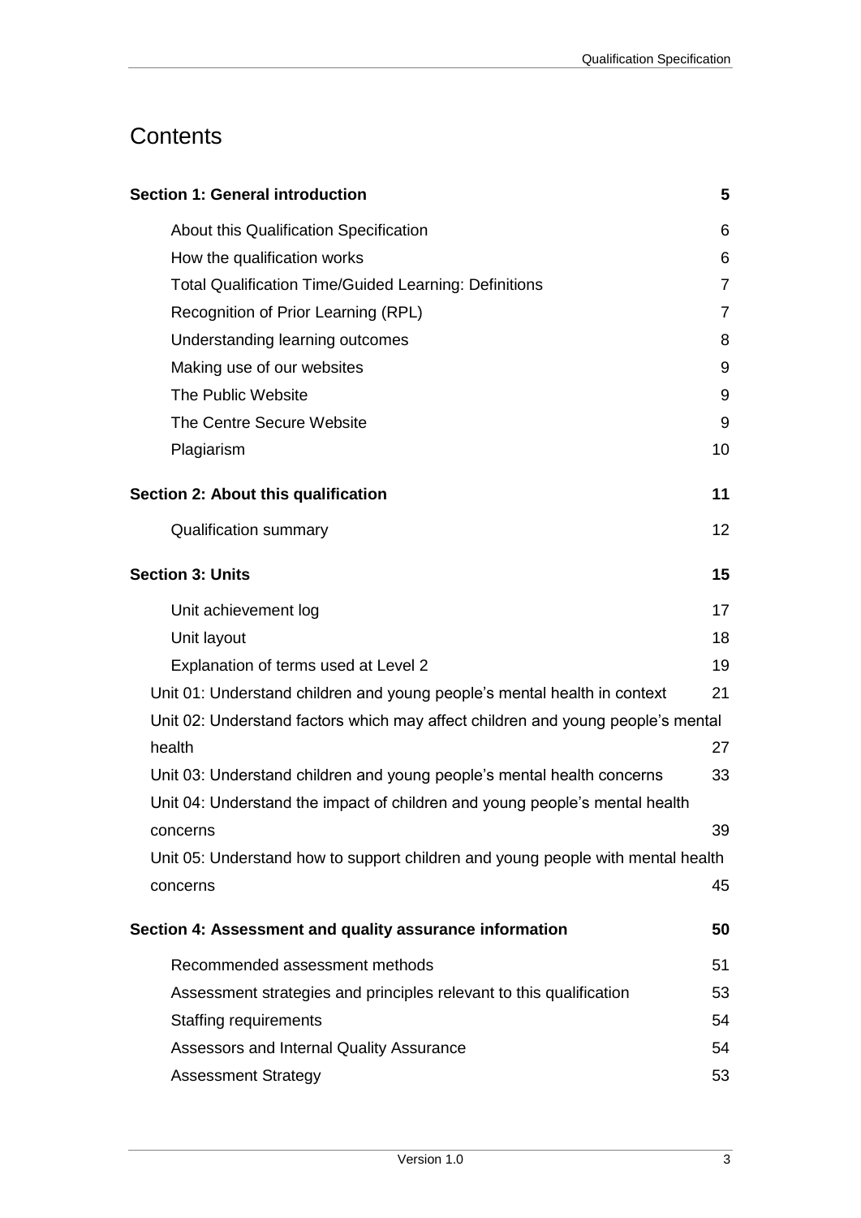# Contents

| | |
|---|---|
| **Section 1: General introduction** | **5** |
| About this Qualification Specification | 6 |
| How the qualification works | 6 |
| Total Qualification Time/Guided Learning: Definitions | 7 |
| Recognition of Prior Learning (RPL) | 7 |
| Understanding learning outcomes | 8 |
| Making use of our websites | 9 |
| The Public Website | 9 |
| The Centre Secure Website | 9 |
| Plagiarism | 10 |
| **Section 2: About this qualification** | **11** |
| Qualification summary | 12 |
| **Section 3: Units** | **15** |
| Unit achievement log | 17 |
| Unit layout | 18 |
| Explanation of terms used at Level 2 | 19 |
| Unit 01: Understand children and young people's mental health in context | 21 |
| Unit 02: Understand factors which may affect children and young people's mental health | 27 |
| Unit 03: Understand children and young people's mental health concerns | 33 |
| Unit 04: Understand the impact of children and young people's mental health concerns | 39 |
| Unit 05: Understand how to support children and young people with mental health concerns | 45 |
| **Section 4: Assessment and quality assurance information** | **50** |
| Recommended assessment methods | 51 |
| Assessment strategies and principles relevant to this qualification | 53 |
| Staffing requirements | 54 |
| Assessors and Internal Quality Assurance | 54 |
| Assessment Strategy | 53 |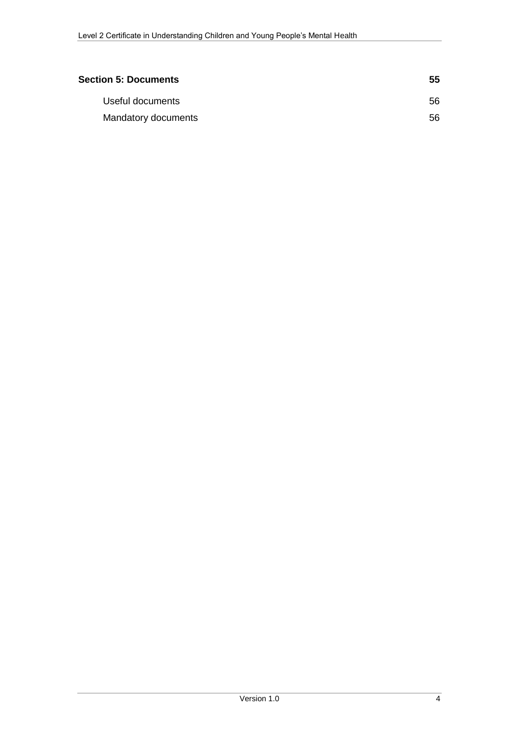| | |
|---|---|
| **Section 5: Documents** | **55** |
| Useful documents | 56 |
| Mandatory documents | 56 |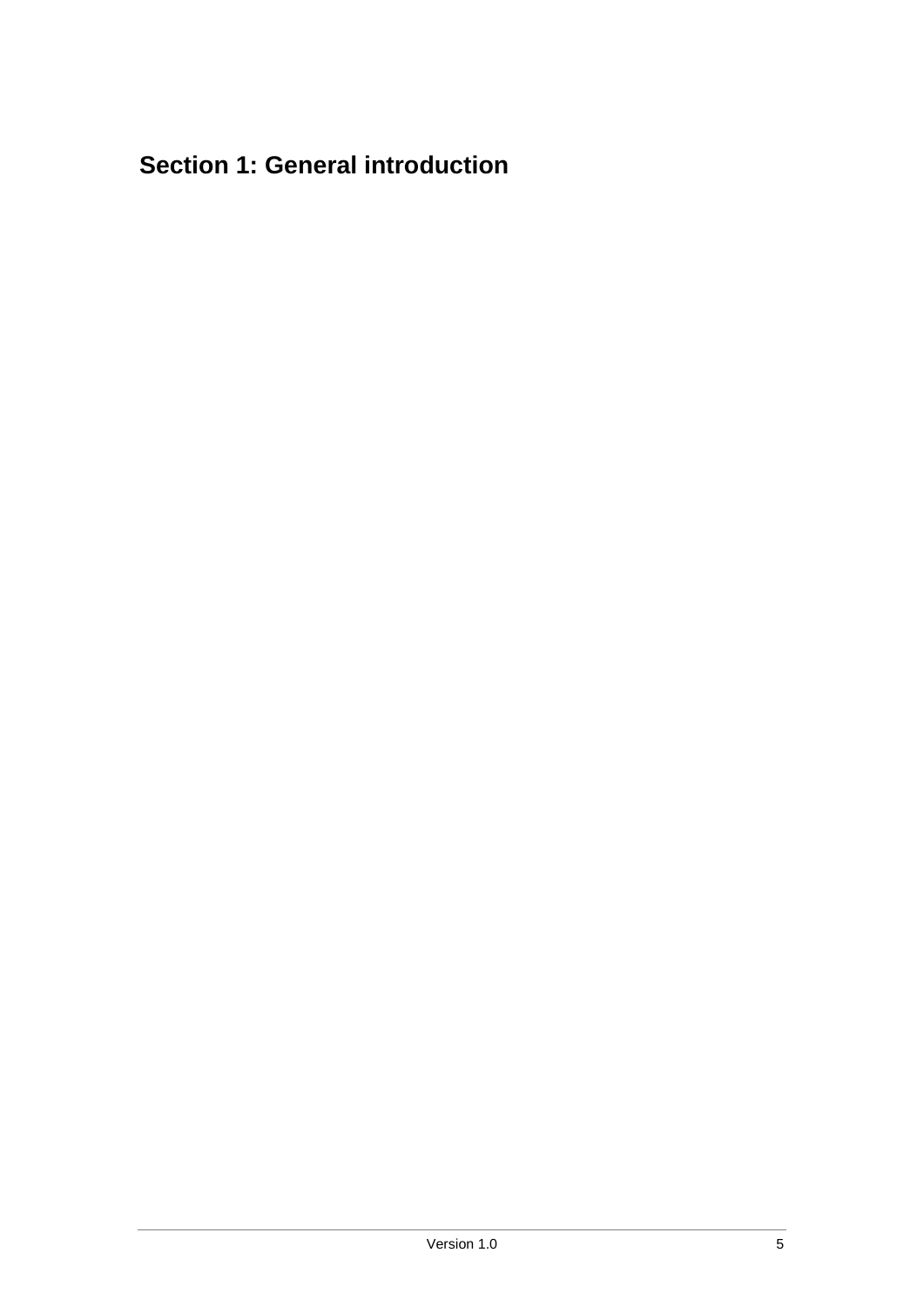# Section 1: General introduction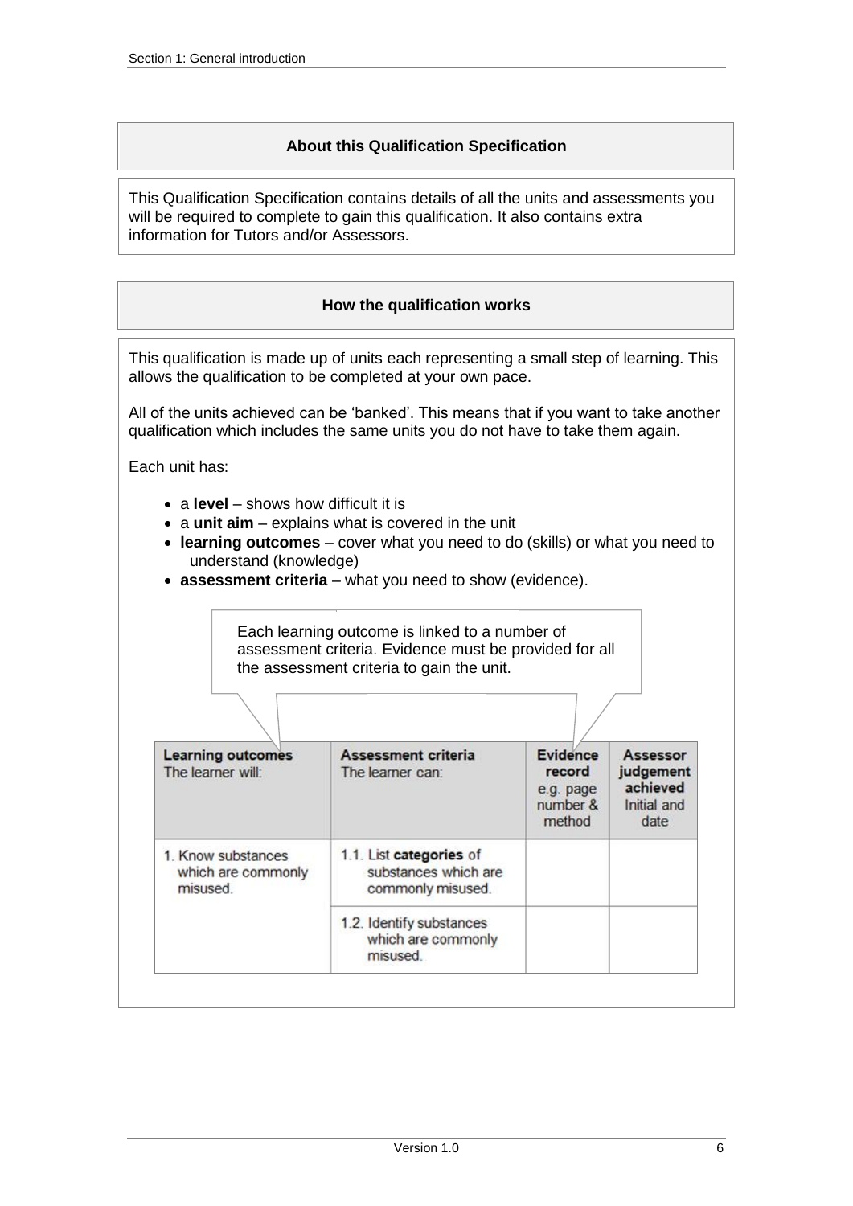## About this Qualification Specification

This Qualification Specification contains details of all the units and assessments you will be required to complete to gain this qualification. It also contains extra information for Tutors and/or Assessors.

## How the qualification works

This qualification is made up of units each representing a small step of learning. This allows the qualification to be completed at your own pace.

All of the units achieved can be 'banked'. This means that if you want to take another qualification which includes the same units you do not have to take them again.

Each unit has:

- a **level** – shows how difficult it is
- a **unit aim** – explains what is covered in the unit
- **learning outcomes** – cover what you need to do (skills) or what you need to understand (knowledge)
- **assessment criteria** – what you need to show (evidence).

Each learning outcome is linked to a number of assessment criteria. Evidence must be provided for all the assessment criteria to gain the unit.

| **Learning outcomes** The learner will: | **Assessment criteria** The learner can: | **Evidence record** e.g. page number & method | **Assessor judgement achieved** Initial and date |
|---|---|---|---|
| 1. Know substances which are commonly misused. | 1.1. List **categories** of substances which are commonly misused. | | |
| | 1.2. Identify substances which are commonly misused. | | |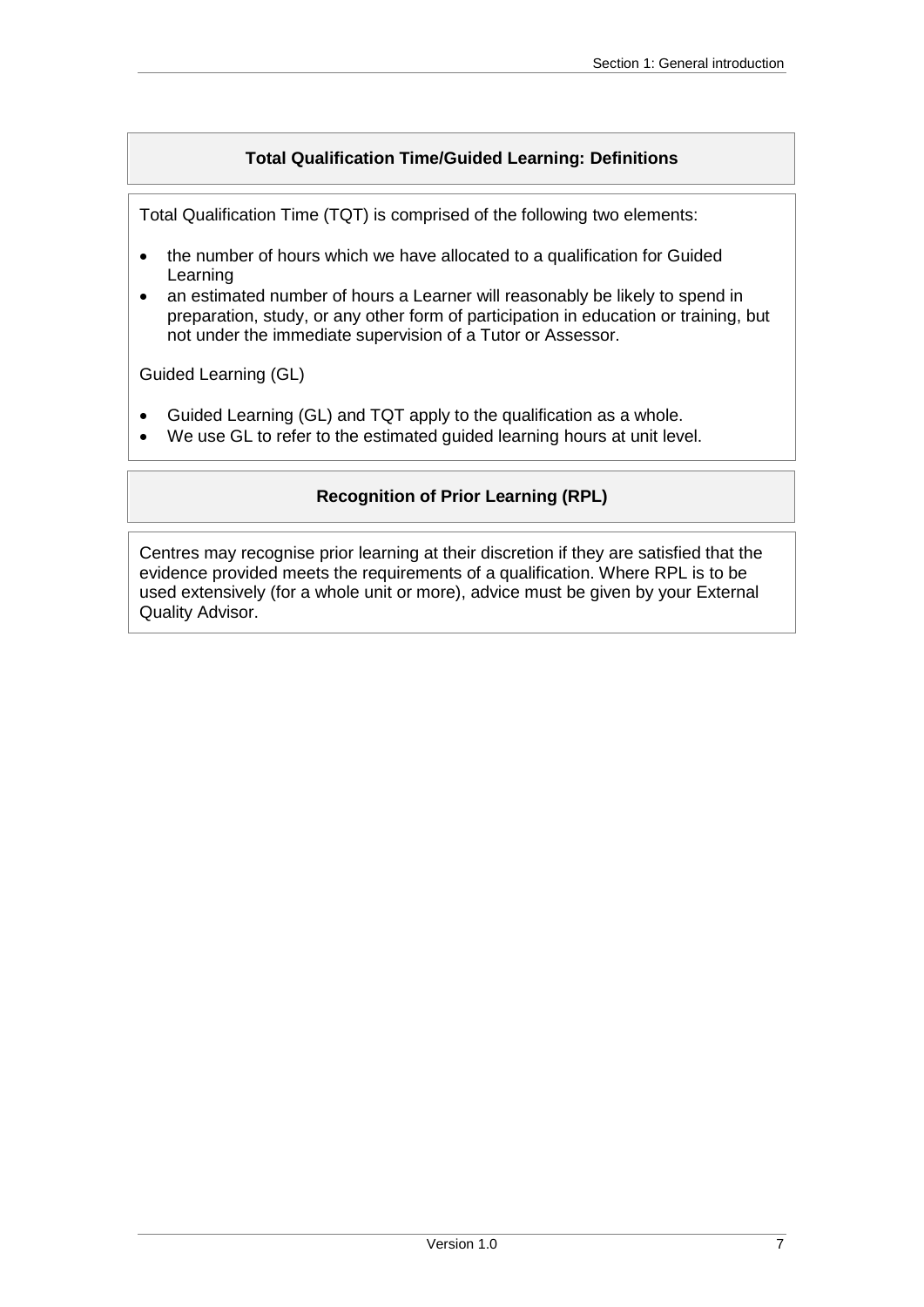### Total Qualification Time/Guided Learning: Definitions

Total Qualification Time (TQT) is comprised of the following two elements:

- the number of hours which we have allocated to a qualification for Guided Learning
- an estimated number of hours a Learner will reasonably be likely to spend in preparation, study, or any other form of participation in education or training, but not under the immediate supervision of a Tutor or Assessor.

Guided Learning (GL)

- Guided Learning (GL) and TQT apply to the qualification as a whole.
- We use GL to refer to the estimated guided learning hours at unit level.

### Recognition of Prior Learning (RPL)

Centres may recognise prior learning at their discretion if they are satisfied that the evidence provided meets the requirements of a qualification. Where RPL is to be used extensively (for a whole unit or more), advice must be given by your External Quality Advisor.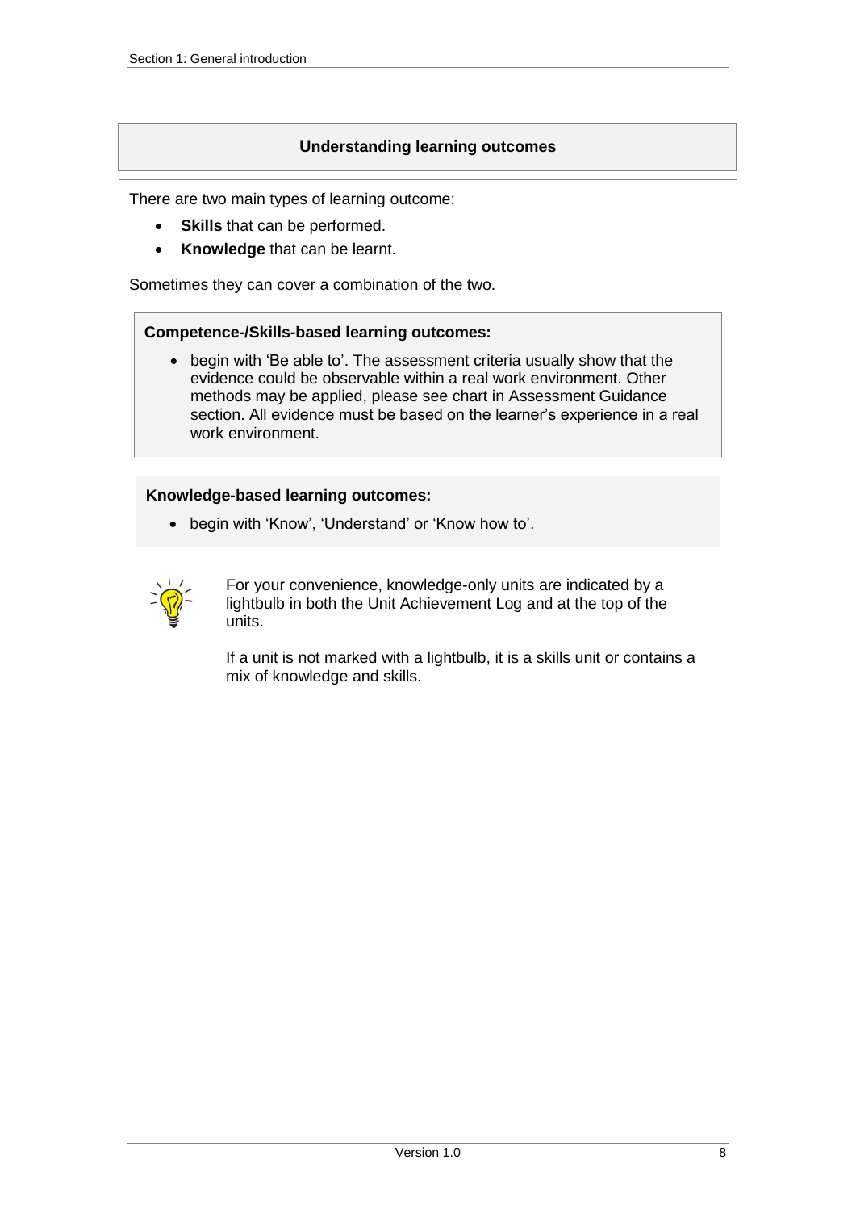## Understanding learning outcomes

There are two main types of learning outcome:

- **Skills** that can be performed.
- **Knowledge** that can be learnt.

Sometimes they can cover a combination of the two.

**Competence-/Skills-based learning outcomes:**

- begin with 'Be able to'. The assessment criteria usually show that the evidence could be observable within a real work environment. Other methods may be applied, please see chart in Assessment Guidance section. All evidence must be based on the learner's experience in a real work environment.

**Knowledge-based learning outcomes:**

- begin with 'Know', 'Understand' or 'Know how to'.

For your convenience, knowledge-only units are indicated by a lightbulb in both the Unit Achievement Log and at the top of the units.

If a unit is not marked with a lightbulb, it is a skills unit or contains a mix of knowledge and skills.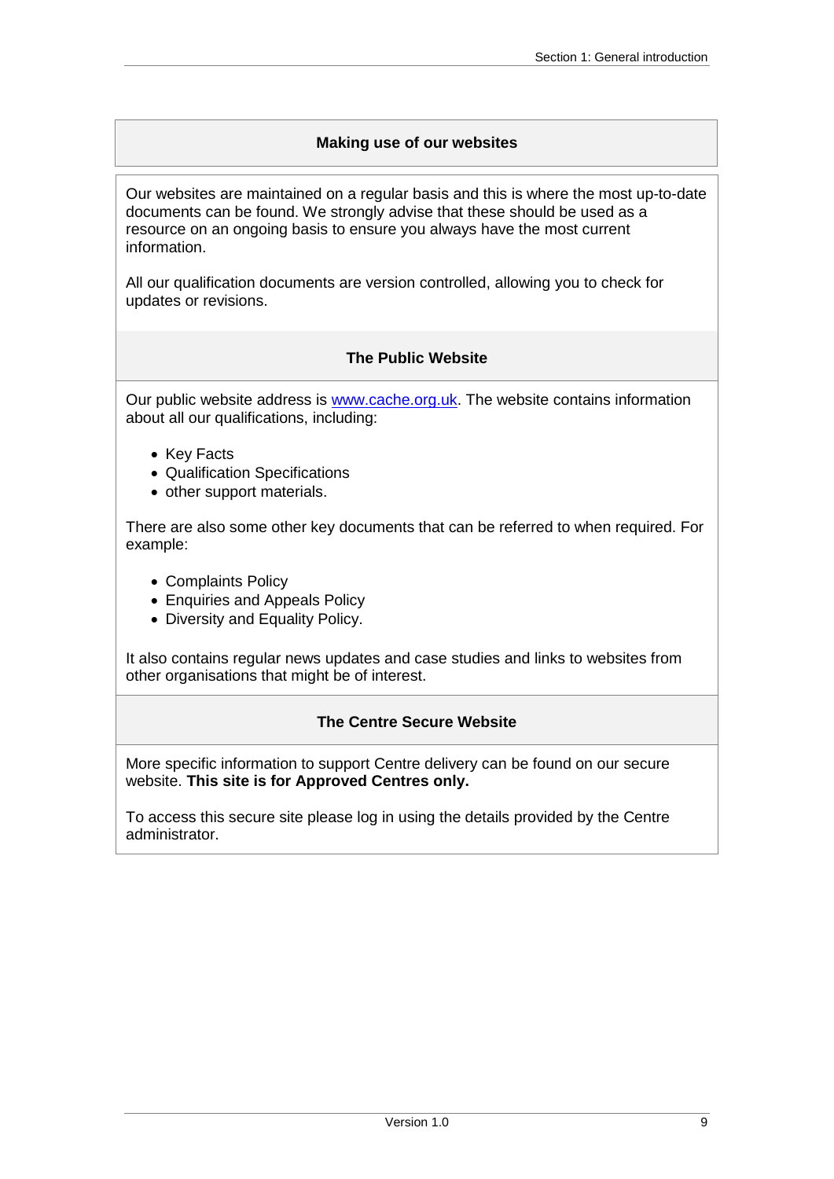## Making use of our websites

Our websites are maintained on a regular basis and this is where the most up-to-date documents can be found. We strongly advise that these should be used as a resource on an ongoing basis to ensure you always have the most current information.

All our qualification documents are version controlled, allowing you to check for updates or revisions.

### The Public Website

Our public website address is www.cache.org.uk. The website contains information about all our qualifications, including:

- Key Facts
- Qualification Specifications
- other support materials.

There are also some other key documents that can be referred to when required. For example:

- Complaints Policy
- Enquiries and Appeals Policy
- Diversity and Equality Policy.

It also contains regular news updates and case studies and links to websites from other organisations that might be of interest.

### The Centre Secure Website

More specific information to support Centre delivery can be found on our secure website. **This site is for Approved Centres only.**

To access this secure site please log in using the details provided by the Centre administrator.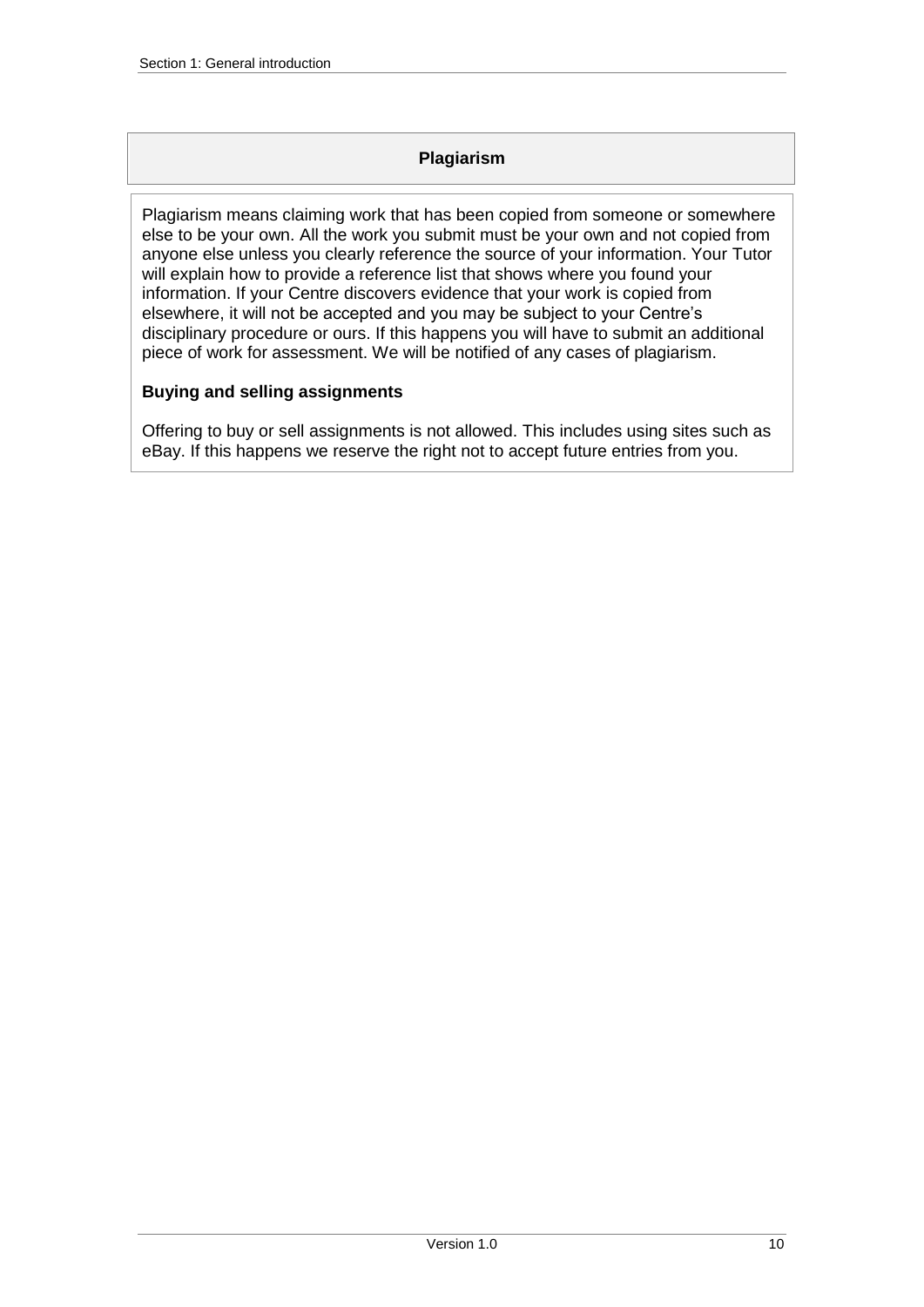## Plagiarism

Plagiarism means claiming work that has been copied from someone or somewhere else to be your own. All the work you submit must be your own and not copied from anyone else unless you clearly reference the source of your information. Your Tutor will explain how to provide a reference list that shows where you found your information. If your Centre discovers evidence that your work is copied from elsewhere, it will not be accepted and you may be subject to your Centre's disciplinary procedure or ours. If this happens you will have to submit an additional piece of work for assessment. We will be notified of any cases of plagiarism.

**Buying and selling assignments**

Offering to buy or sell assignments is not allowed. This includes using sites such as eBay. If this happens we reserve the right not to accept future entries from you.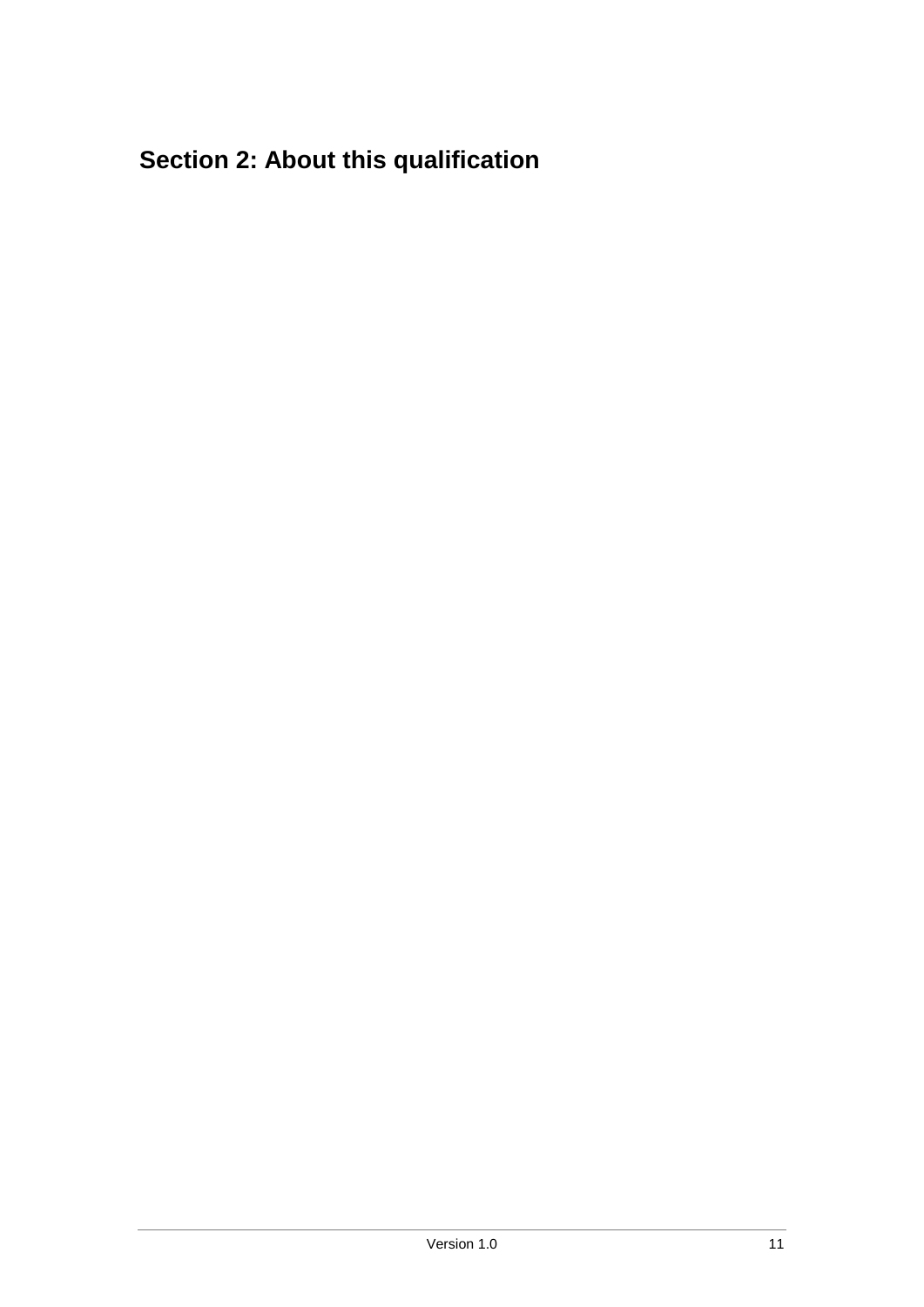# Section 2: About this qualification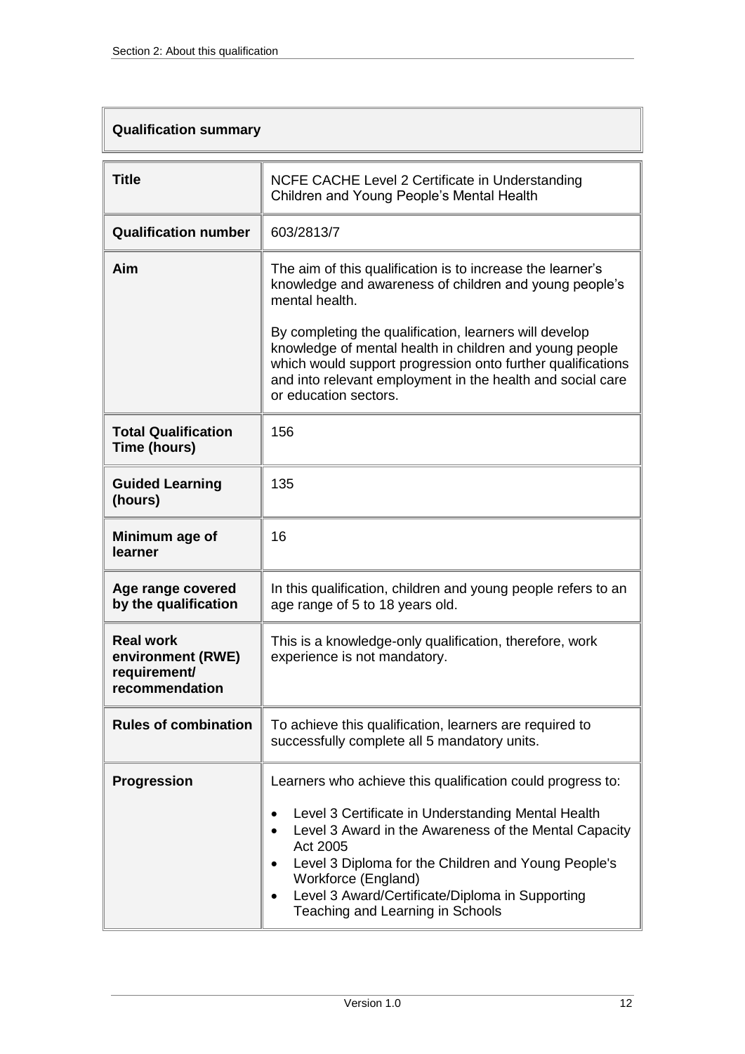## Qualification summary

| | |
|---|---|
| **Title** | NCFE CACHE Level 2 Certificate in Understanding Children and Young People's Mental Health |
| **Qualification number** | 603/2813/7 |
| **Aim** | The aim of this qualification is to increase the learner's knowledge and awareness of children and young people's mental health.<br><br>By completing the qualification, learners will develop knowledge of mental health in children and young people which would support progression onto further qualifications and into relevant employment in the health and social care or education sectors. |
| **Total Qualification Time (hours)** | 156 |
| **Guided Learning (hours)** | 135 |
| **Minimum age of learner** | 16 |
| **Age range covered by the qualification** | In this qualification, children and young people refers to an age range of 5 to 18 years old. |
| **Real work environment (RWE) requirement/ recommendation** | This is a knowledge-only qualification, therefore, work experience is not mandatory. |
| **Rules of combination** | To achieve this qualification, learners are required to successfully complete all 5 mandatory units. |
| **Progression** | Learners who achieve this qualification could progress to:<br>• Level 3 Certificate in Understanding Mental Health<br>• Level 3 Award in the Awareness of the Mental Capacity Act 2005<br>• Level 3 Diploma for the Children and Young People's Workforce (England)<br>• Level 3 Award/Certificate/Diploma in Supporting Teaching and Learning in Schools |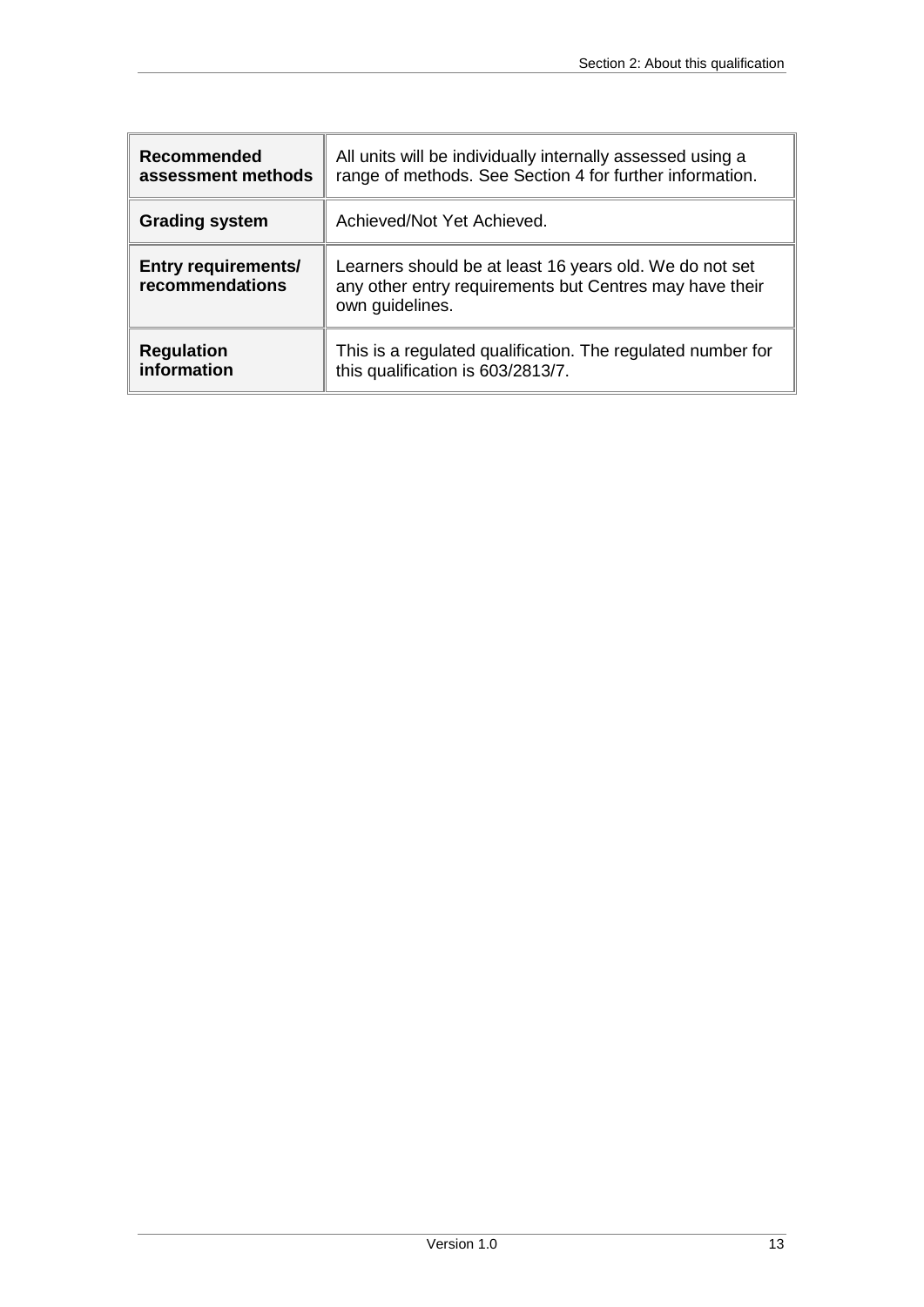| | |
|---|---|
| **Recommended assessment methods** | All units will be individually internally assessed using a range of methods. See Section 4 for further information. |
| **Grading system** | Achieved/Not Yet Achieved. |
| **Entry requirements/ recommendations** | Learners should be at least 16 years old. We do not set any other entry requirements but Centres may have their own guidelines. |
| **Regulation information** | This is a regulated qualification. The regulated number for this qualification is 603/2813/7. |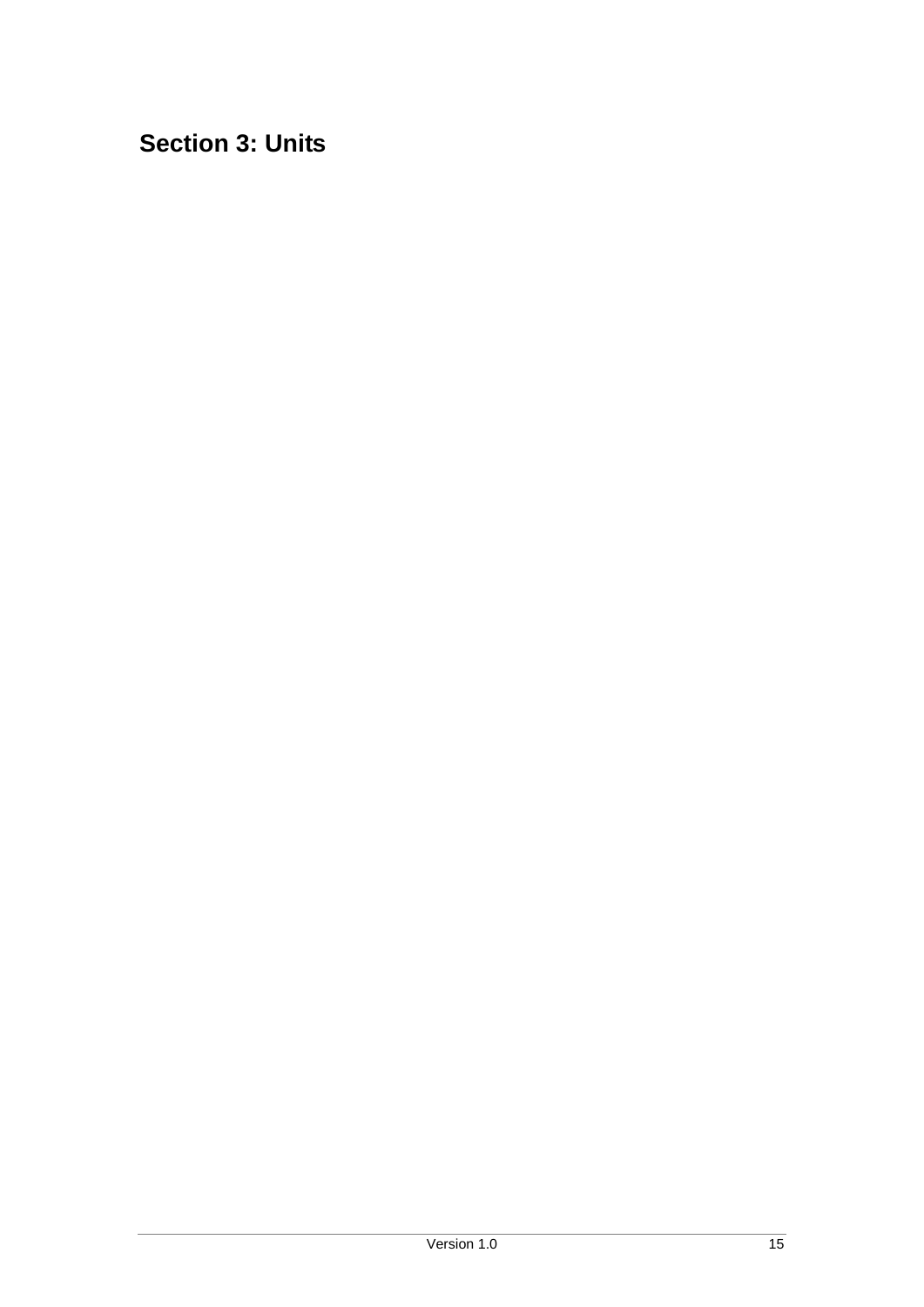# Section 3: Units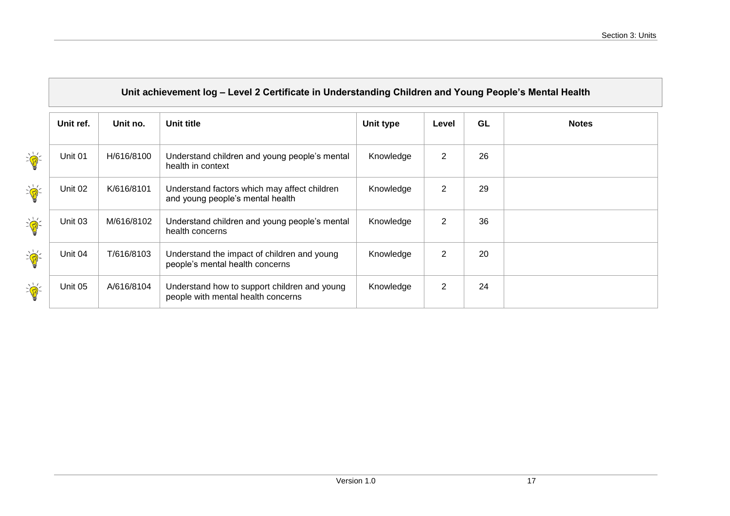## Unit achievement log – Level 2 Certificate in Understanding Children and Young People's Mental Health

| Unit ref. | Unit no. | Unit title | Unit type | Level | GL | Notes |
|---|---|---|---|---|---|---|
| Unit 01 | H/616/8100 | Understand children and young people's mental health in context | Knowledge | 2 | 26 | |
| Unit 02 | K/616/8101 | Understand factors which may affect children and young people's mental health | Knowledge | 2 | 29 | |
| Unit 03 | M/616/8102 | Understand children and young people's mental health concerns | Knowledge | 2 | 36 | |
| Unit 04 | T/616/8103 | Understand the impact of children and young people's mental health concerns | Knowledge | 2 | 20 | |
| Unit 05 | A/616/8104 | Understand how to support children and young people with mental health concerns | Knowledge | 2 | 24 | |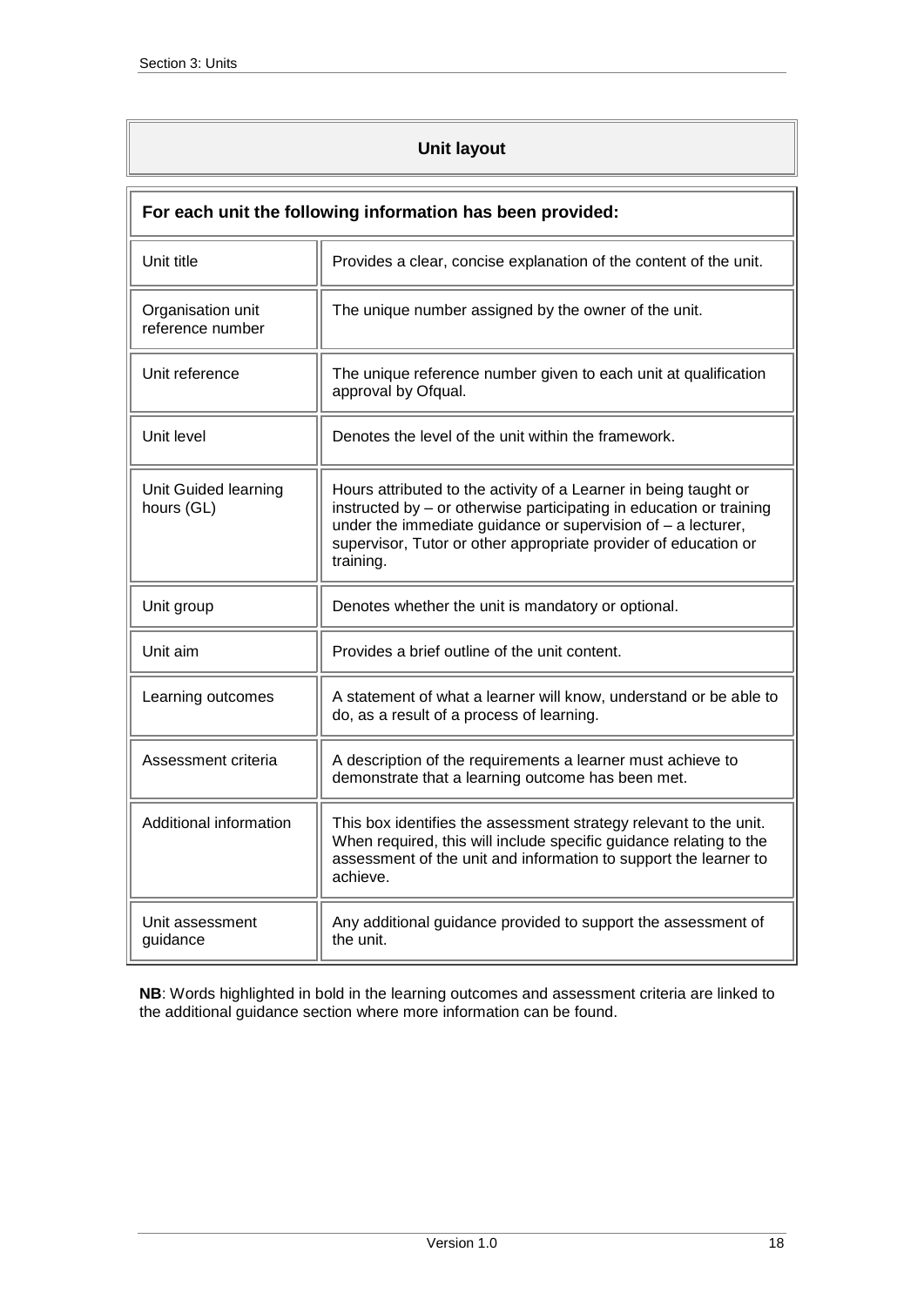## Unit layout

| For each unit the following information has been provided: | |
|---|---|
| Unit title | Provides a clear, concise explanation of the content of the unit. |
| Organisation unit reference number | The unique number assigned by the owner of the unit. |
| Unit reference | The unique reference number given to each unit at qualification approval by Ofqual. |
| Unit level | Denotes the level of the unit within the framework. |
| Unit Guided learning hours (GL) | Hours attributed to the activity of a Learner in being taught or instructed by – or otherwise participating in education or training under the immediate guidance or supervision of – a lecturer, supervisor, Tutor or other appropriate provider of education or training. |
| Unit group | Denotes whether the unit is mandatory or optional. |
| Unit aim | Provides a brief outline of the unit content. |
| Learning outcomes | A statement of what a learner will know, understand or be able to do, as a result of a process of learning. |
| Assessment criteria | A description of the requirements a learner must achieve to demonstrate that a learning outcome has been met. |
| Additional information | This box identifies the assessment strategy relevant to the unit. When required, this will include specific guidance relating to the assessment of the unit and information to support the learner to achieve. |
| Unit assessment guidance | Any additional guidance provided to support the assessment of the unit. |

**NB**: Words highlighted in bold in the learning outcomes and assessment criteria are linked to the additional guidance section where more information can be found.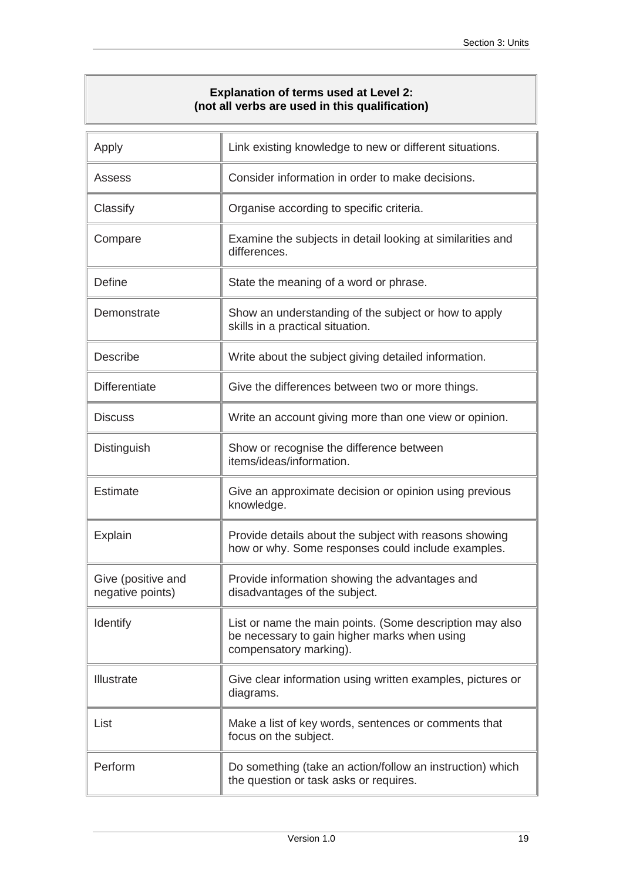**Explanation of terms used at Level 2:**
**(not all verbs are used in this qualification)**

| Term | Explanation |
|---|---|
| Apply | Link existing knowledge to new or different situations. |
| Assess | Consider information in order to make decisions. |
| Classify | Organise according to specific criteria. |
| Compare | Examine the subjects in detail looking at similarities and differences. |
| Define | State the meaning of a word or phrase. |
| Demonstrate | Show an understanding of the subject or how to apply skills in a practical situation. |
| Describe | Write about the subject giving detailed information. |
| Differentiate | Give the differences between two or more things. |
| Discuss | Write an account giving more than one view or opinion. |
| Distinguish | Show or recognise the difference between items/ideas/information. |
| Estimate | Give an approximate decision or opinion using previous knowledge. |
| Explain | Provide details about the subject with reasons showing how or why. Some responses could include examples. |
| Give (positive and negative points) | Provide information showing the advantages and disadvantages of the subject. |
| Identify | List or name the main points. (Some description may also be necessary to gain higher marks when using compensatory marking). |
| Illustrate | Give clear information using written examples, pictures or diagrams. |
| List | Make a list of key words, sentences or comments that focus on the subject. |
| Perform | Do something (take an action/follow an instruction) which the question or task asks or requires. |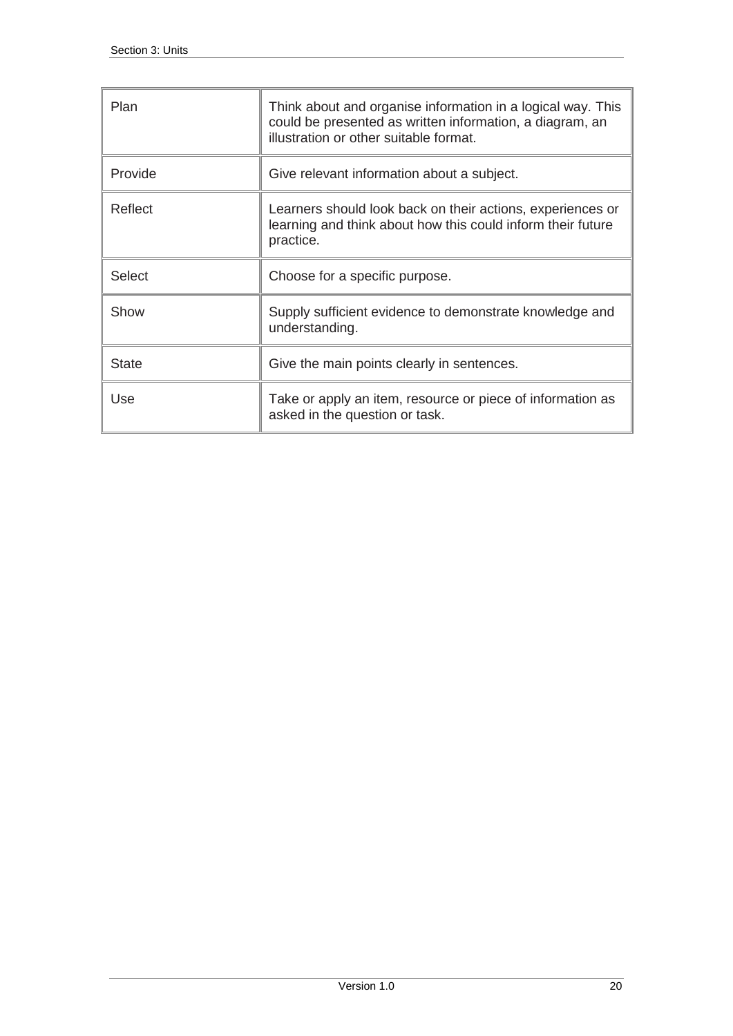| | |
|---|---|
| Plan | Think about and organise information in a logical way. This could be presented as written information, a diagram, an illustration or other suitable format. |
| Provide | Give relevant information about a subject. |
| Reflect | Learners should look back on their actions, experiences or learning and think about how this could inform their future practice. |
| Select | Choose for a specific purpose. |
| Show | Supply sufficient evidence to demonstrate knowledge and understanding. |
| State | Give the main points clearly in sentences. |
| Use | Take or apply an item, resource or piece of information as asked in the question or task. |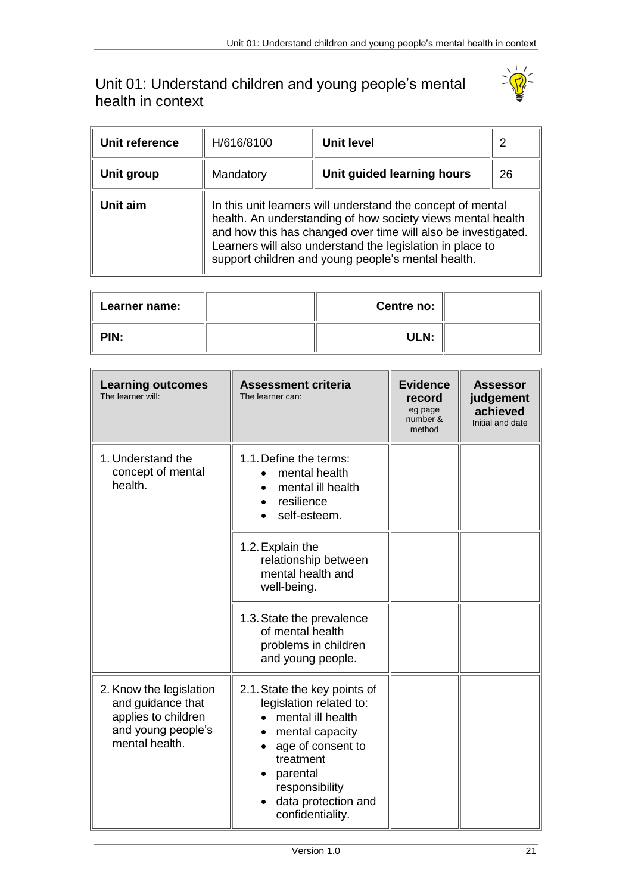# Unit 01: Understand children and young people's mental health in context

| Unit reference | H/616/8100 | Unit level | 2 |
|---|---|---|---|
| Unit group | Mandatory | Unit guided learning hours | 26 |
| Unit aim | In this unit learners will understand the concept of mental health. An understanding of how society views mental health and how this has changed over time will also be investigated. Learners will also understand the legislation in place to support children and young people's mental health. | | |

| Learner name: | | Centre no: | |
|---|---|---|---|
| PIN: | | ULN: | |

| Learning outcomes<br>The learner will: | Assessment criteria<br>The learner can: | Evidence record<br>eg page number & method | Assessor judgement achieved<br>Initial and date |
|---|---|---|---|
| 1. Understand the concept of mental health. | 1.1. Define the terms:<br>• mental health<br>• mental ill health<br>• resilience<br>• self-esteem. | | |
| | 1.2. Explain the relationship between mental health and well-being. | | |
| | 1.3. State the prevalence of mental health problems in children and young people. | | |
| 2. Know the legislation and guidance that applies to children and young people's mental health. | 2.1. State the key points of legislation related to:<br>• mental ill health<br>• mental capacity<br>• age of consent to treatment<br>• parental responsibility<br>• data protection and confidentiality. | | |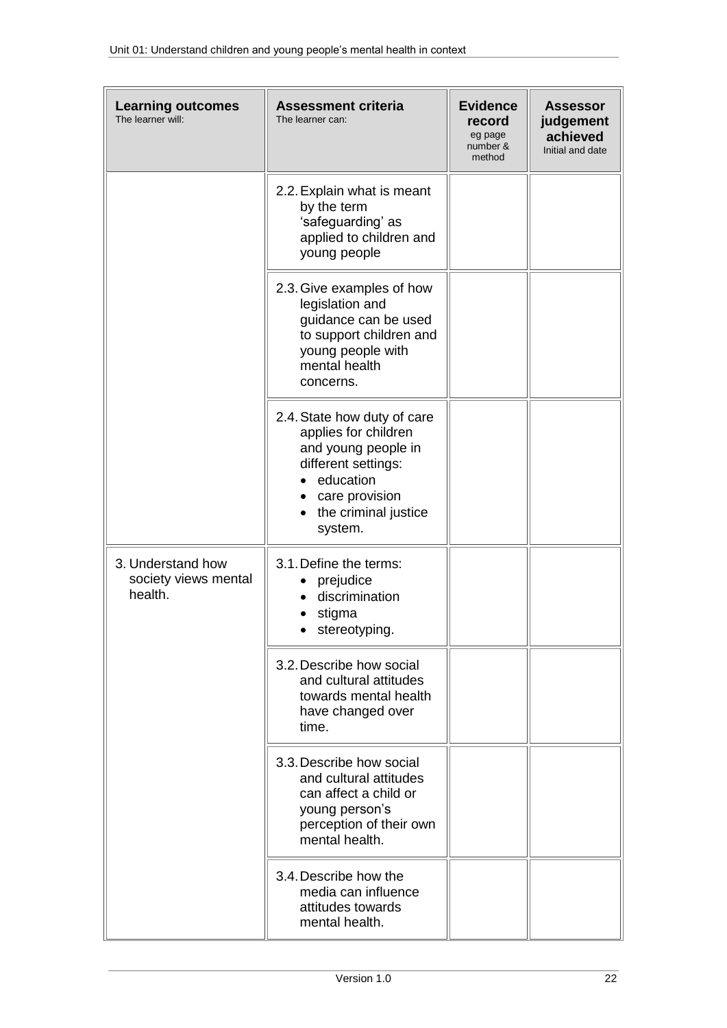| **Learning outcomes** The learner will: | **Assessment criteria** The learner can: | **Evidence record** eg page number & method | **Assessor judgement achieved** Initial and date |
|---|---|---|---|
| | 2.2. Explain what is meant by the term 'safeguarding' as applied to children and young people | | |
| | 2.3. Give examples of how legislation and guidance can be used to support children and young people with mental health concerns. | | |
| | 2.4. State how duty of care applies for children and young people in different settings:<br>• education<br>• care provision<br>• the criminal justice system. | | |
| 3. Understand how society views mental health. | 3.1. Define the terms:<br>• prejudice<br>• discrimination<br>• stigma<br>• stereotyping. | | |
| | 3.2. Describe how social and cultural attitudes towards mental health have changed over time. | | |
| | 3.3. Describe how social and cultural attitudes can affect a child or young person's perception of their own mental health. | | |
| | 3.4. Describe how the media can influence attitudes towards mental health. | | |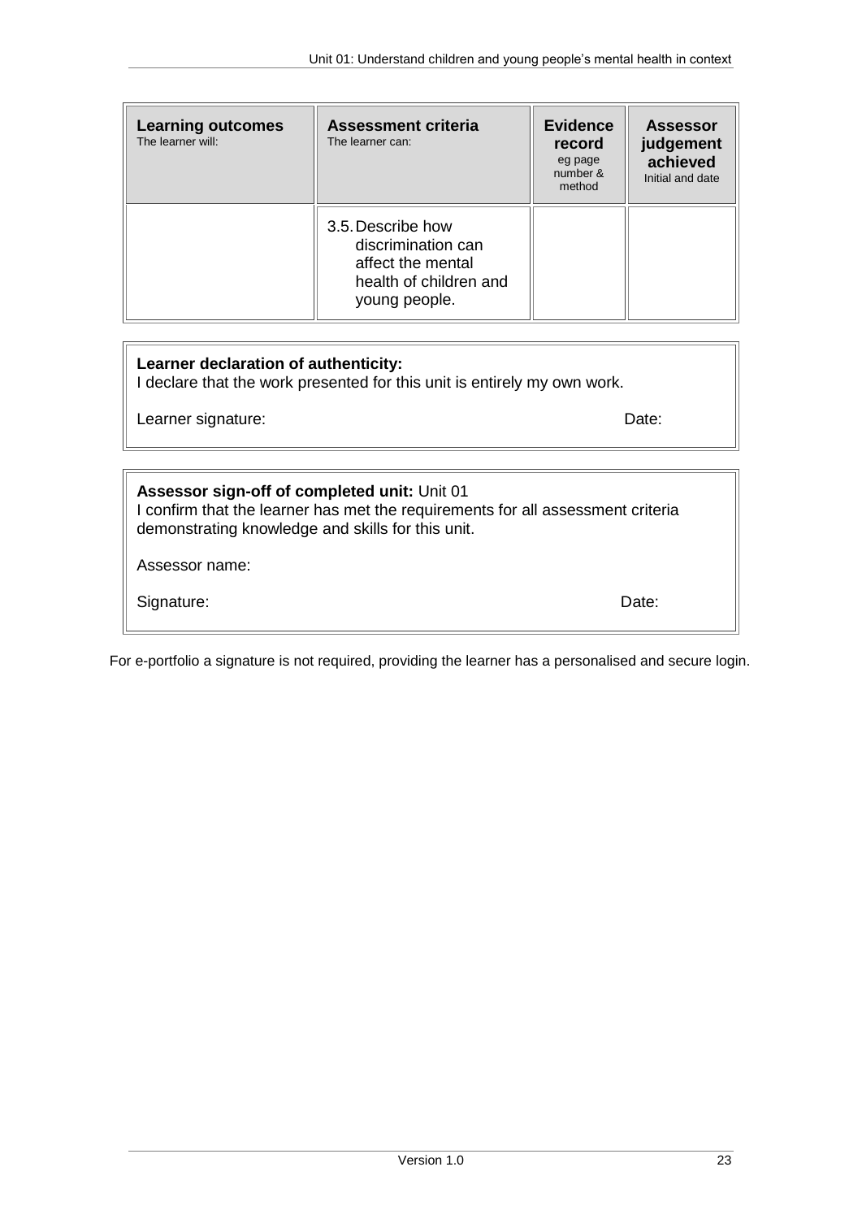| **Learning outcomes** The learner will: | **Assessment criteria** The learner can: | **Evidence record** eg page number & method | **Assessor judgement achieved** Initial and date |
|---|---|---|---|
| | 3.5. Describe how discrimination can affect the mental health of children and young people. | | |

**Learner declaration of authenticity:**
I declare that the work presented for this unit is entirely my own work.

Learner signature: Date:

**Assessor sign-off of completed unit:** Unit 01
I confirm that the learner has met the requirements for all assessment criteria demonstrating knowledge and skills for this unit.

Assessor name:

Signature: Date:

For e-portfolio a signature is not required, providing the learner has a personalised and secure login.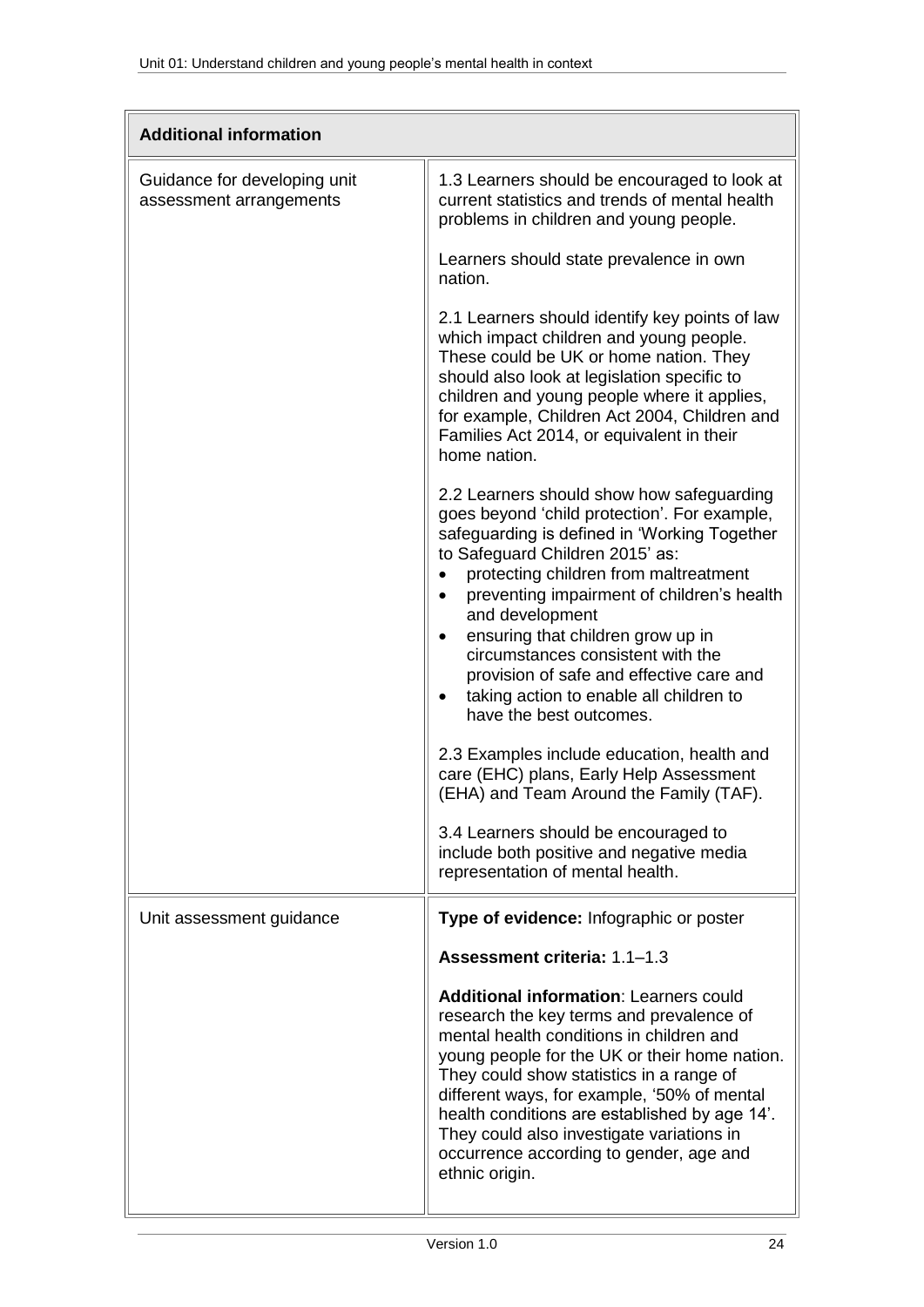| Additional information | |
|---|---|
| Guidance for developing unit assessment arrangements | 1.3 Learners should be encouraged to look at current statistics and trends of mental health problems in children and young people.<br><br>Learners should state prevalence in own nation.<br><br>2.1 Learners should identify key points of law which impact children and young people. These could be UK or home nation. They should also look at legislation specific to children and young people where it applies, for example, Children Act 2004, Children and Families Act 2014, or equivalent in their home nation.<br><br>2.2 Learners should show how safeguarding goes beyond 'child protection'. For example, safeguarding is defined in 'Working Together to Safeguard Children 2015' as:<br>• protecting children from maltreatment<br>• preventing impairment of children's health and development<br>• ensuring that children grow up in circumstances consistent with the provision of safe and effective care and<br>• taking action to enable all children to have the best outcomes.<br><br>2.3 Examples include education, health and care (EHC) plans, Early Help Assessment (EHA) and Team Around the Family (TAF).<br><br>3.4 Learners should be encouraged to include both positive and negative media representation of mental health. |
| Unit assessment guidance | **Type of evidence:** Infographic or poster<br><br>**Assessment criteria:** 1.1–1.3<br><br>**Additional information**: Learners could research the key terms and prevalence of mental health conditions in children and young people for the UK or their home nation. They could show statistics in a range of different ways, for example, '50% of mental health conditions are established by age 14'. They could also investigate variations in occurrence according to gender, age and ethnic origin. |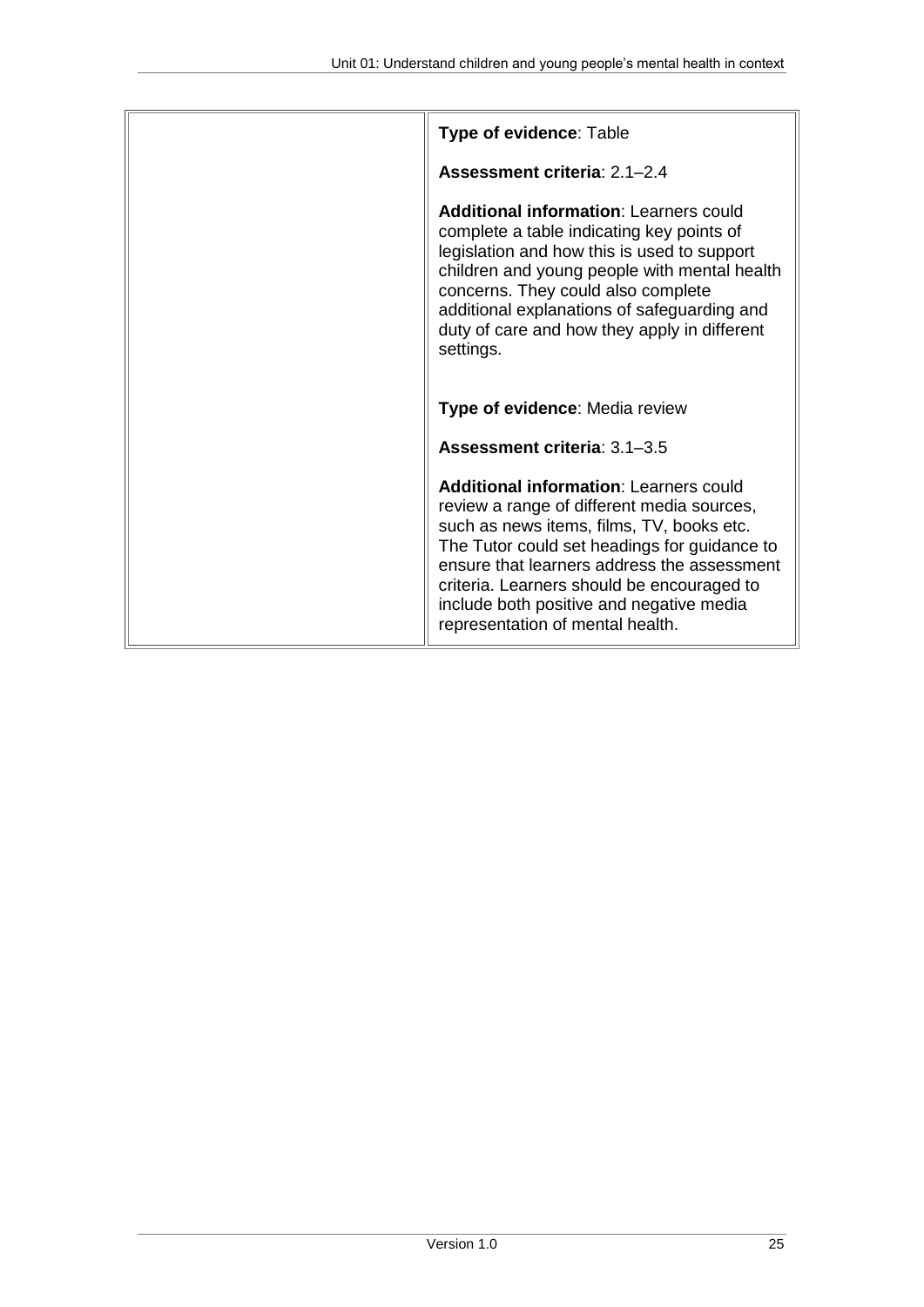| | |
|---|---|
| | **Type of evidence**: Table<br><br>**Assessment criteria**: 2.1–2.4<br><br>**Additional information**: Learners could complete a table indicating key points of legislation and how this is used to support children and young people with mental health concerns. They could also complete additional explanations of safeguarding and duty of care and how they apply in different settings.<br><br><br>**Type of evidence**: Media review<br><br>**Assessment criteria**: 3.1–3.5<br><br>**Additional information**: Learners could review a range of different media sources, such as news items, films, TV, books etc. The Tutor could set headings for guidance to ensure that learners address the assessment criteria. Learners should be encouraged to include both positive and negative media representation of mental health. |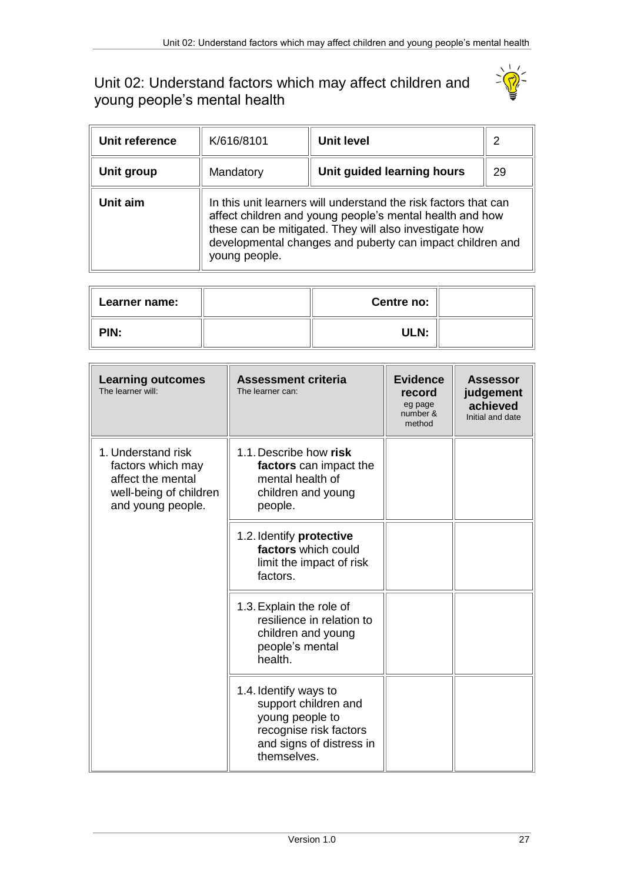# Unit 02: Understand factors which may affect children and young people's mental health

| Unit reference | K/616/8101 | Unit level | 2 |
|---|---|---|---|
| Unit group | Mandatory | Unit guided learning hours | 29 |
| Unit aim | In this unit learners will understand the risk factors that can affect children and young people's mental health and how these can be mitigated. They will also investigate how developmental changes and puberty can impact children and young people. | | |

| Learner name: | | Centre no: | |
|---|---|---|---|
| PIN: | | ULN: | |

| Learning outcomes<br>The learner will: | Assessment criteria<br>The learner can: | Evidence record<br>eg page number & method | Assessor judgement achieved<br>Initial and date |
|---|---|---|---|
| 1. Understand risk factors which may affect the mental well-being of children and young people. | 1.1. Describe how **risk factors** can impact the mental health of children and young people. | | |
| | 1.2. Identify **protective factors** which could limit the impact of risk factors. | | |
| | 1.3. Explain the role of resilience in relation to children and young people's mental health. | | |
| | 1.4. Identify ways to support children and young people to recognise risk factors and signs of distress in themselves. | | |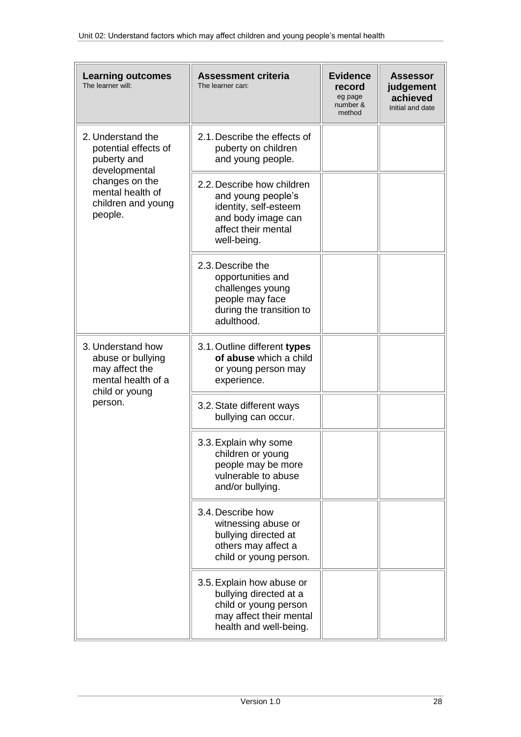| **Learning outcomes** The learner will: | **Assessment criteria** The learner can: | **Evidence record** eg page number & method | **Assessor judgement achieved** Initial and date |
|---|---|---|---|
| 2. Understand the potential effects of puberty and developmental changes on the mental health of children and young people. | 2.1. Describe the effects of puberty on children and young people. | | |
| | 2.2. Describe how children and young people's identity, self-esteem and body image can affect their mental well-being. | | |
| | 2.3. Describe the opportunities and challenges young people may face during the transition to adulthood. | | |
| 3. Understand how abuse or bullying may affect the mental health of a child or young person. | 3.1. Outline different **types of abuse** which a child or young person may experience. | | |
| | 3.2. State different ways bullying can occur. | | |
| | 3.3. Explain why some children or young people may be more vulnerable to abuse and/or bullying. | | |
| | 3.4. Describe how witnessing abuse or bullying directed at others may affect a child or young person. | | |
| | 3.5. Explain how abuse or bullying directed at a child or young person may affect their mental health and well-being. | | |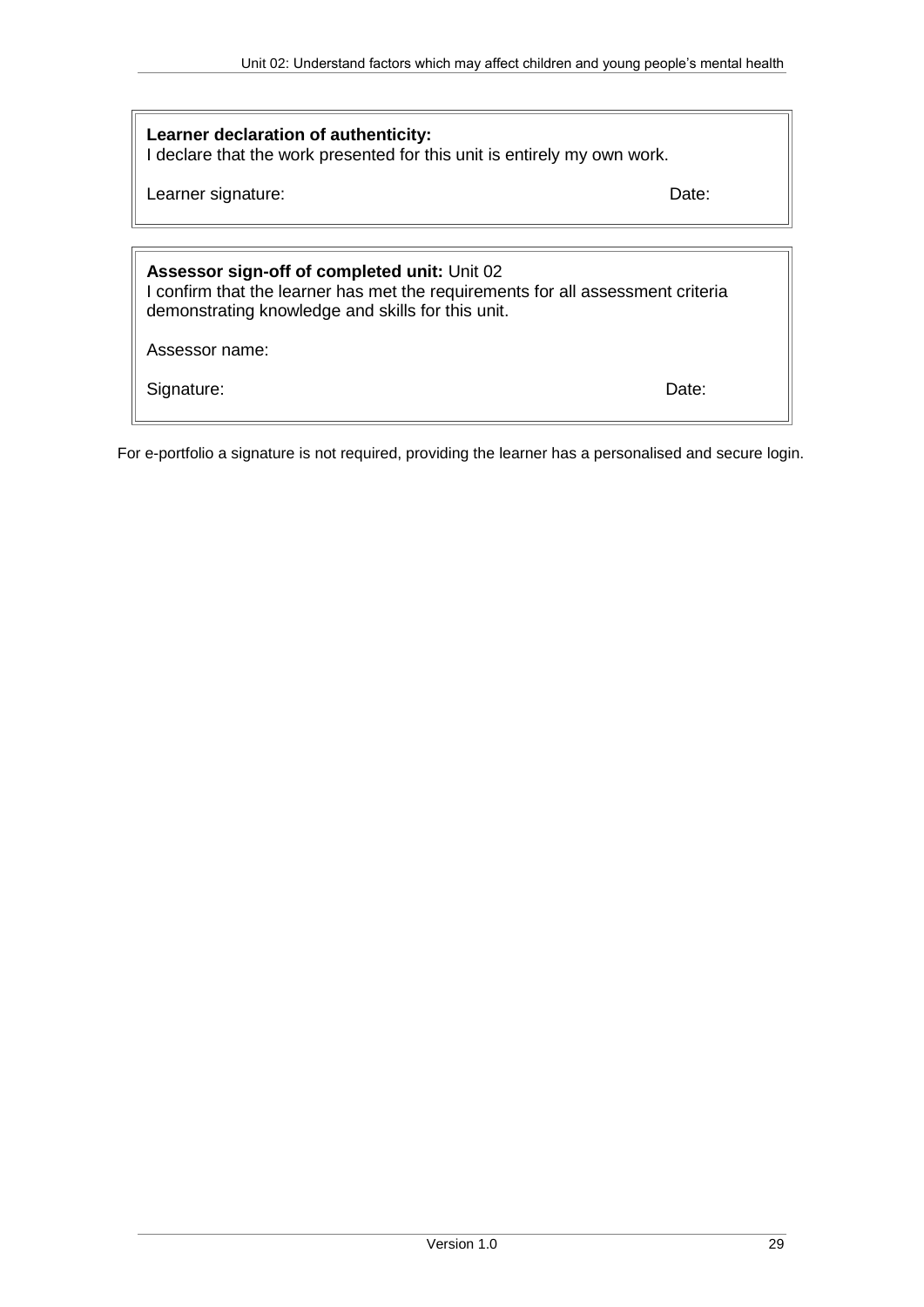**Learner declaration of authenticity:**
I declare that the work presented for this unit is entirely my own work.

Learner signature: Date:

**Assessor sign-off of completed unit:** Unit 02
I confirm that the learner has met the requirements for all assessment criteria demonstrating knowledge and skills for this unit.

Assessor name:

Signature: Date:

For e-portfolio a signature is not required, providing the learner has a personalised and secure login.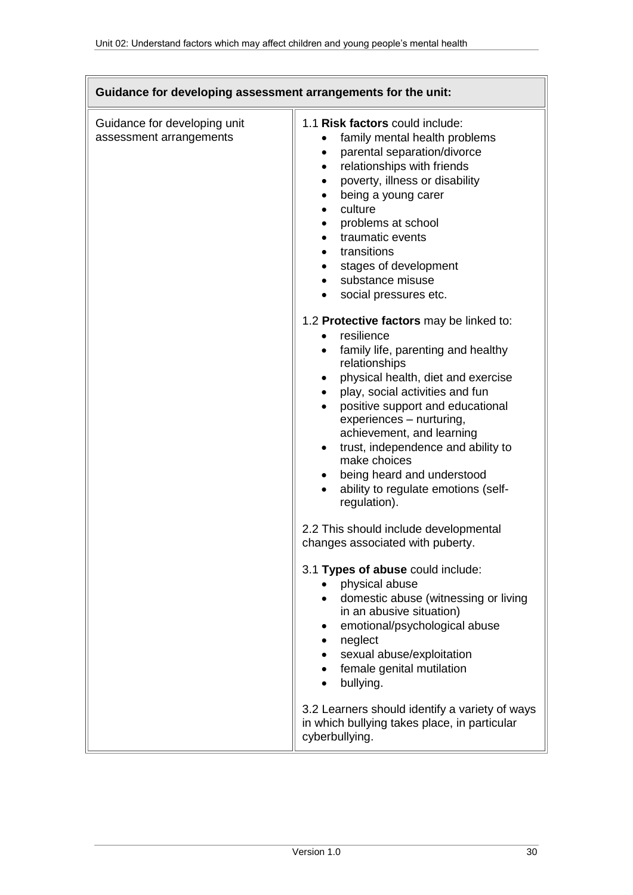| Guidance for developing assessment arrangements for the unit: | |
|---|---|
| Guidance for developing unit assessment arrangements | 1.1 **Risk factors** could include:<br>• family mental health problems<br>• parental separation/divorce<br>• relationships with friends<br>• poverty, illness or disability<br>• being a young carer<br>• culture<br>• problems at school<br>• traumatic events<br>• transitions<br>• stages of development<br>• substance misuse<br>• social pressures etc.<br><br>1.2 **Protective factors** may be linked to:<br>• resilience<br>• family life, parenting and healthy relationships<br>• physical health, diet and exercise<br>• play, social activities and fun<br>• positive support and educational experiences – nurturing, achievement, and learning<br>• trust, independence and ability to make choices<br>• being heard and understood<br>• ability to regulate emotions (self-regulation).<br><br>2.2 This should include developmental changes associated with puberty.<br><br>3.1 **Types of abuse** could include:<br>• physical abuse<br>• domestic abuse (witnessing or living in an abusive situation)<br>• emotional/psychological abuse<br>• neglect<br>• sexual abuse/exploitation<br>• female genital mutilation<br>• bullying.<br><br>3.2 Learners should identify a variety of ways in which bullying takes place, in particular cyberbullying. |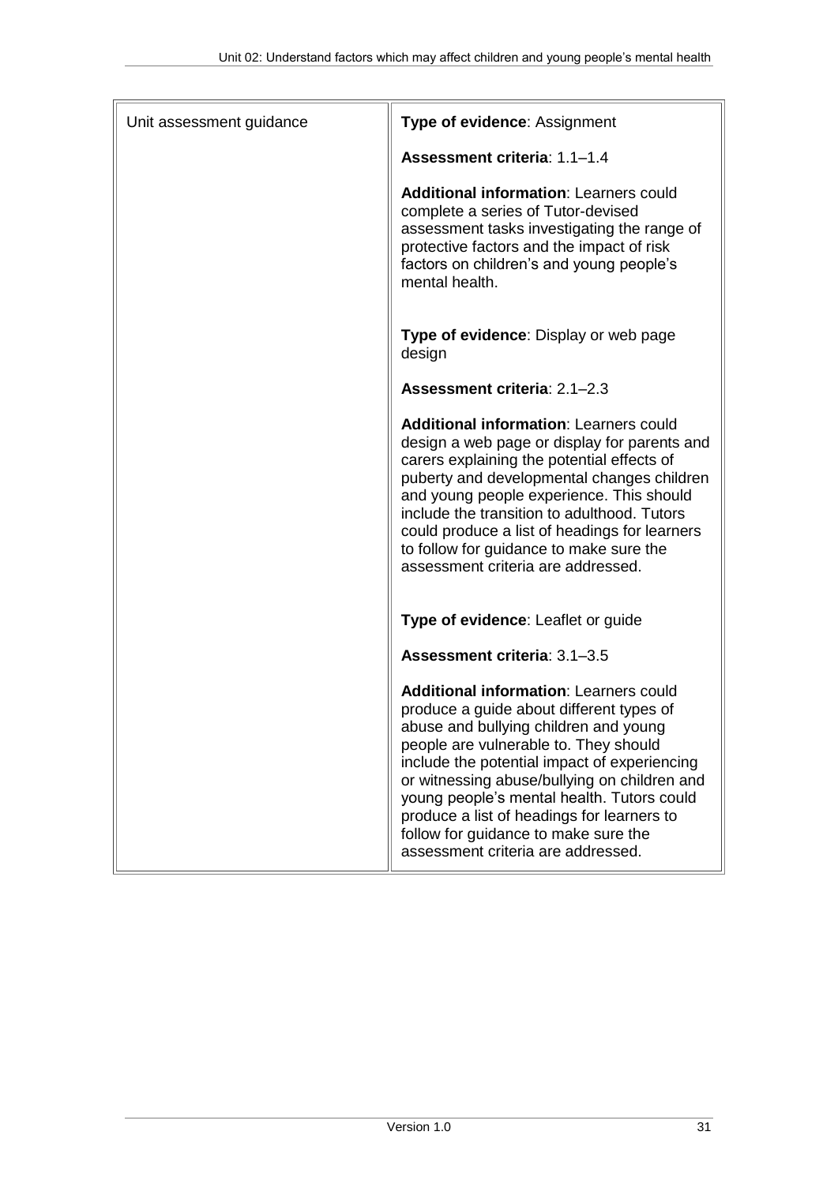| Unit assessment guidance | **Type of evidence**: Assignment<br><br>**Assessment criteria**: 1.1–1.4<br><br>**Additional information**: Learners could complete a series of Tutor-devised assessment tasks investigating the range of protective factors and the impact of risk factors on children's and young people's mental health.<br><br>**Type of evidence**: Display or web page design<br><br>**Assessment criteria**: 2.1–2.3<br><br>**Additional information**: Learners could design a web page or display for parents and carers explaining the potential effects of puberty and developmental changes children and young people experience. This should include the transition to adulthood. Tutors could produce a list of headings for learners to follow for guidance to make sure the assessment criteria are addressed.<br><br>**Type of evidence**: Leaflet or guide<br><br>**Assessment criteria**: 3.1–3.5<br><br>**Additional information**: Learners could produce a guide about different types of abuse and bullying children and young people are vulnerable to. They should include the potential impact of experiencing or witnessing abuse/bullying on children and young people's mental health. Tutors could produce a list of headings for learners to follow for guidance to make sure the assessment criteria are addressed. |
|---|---|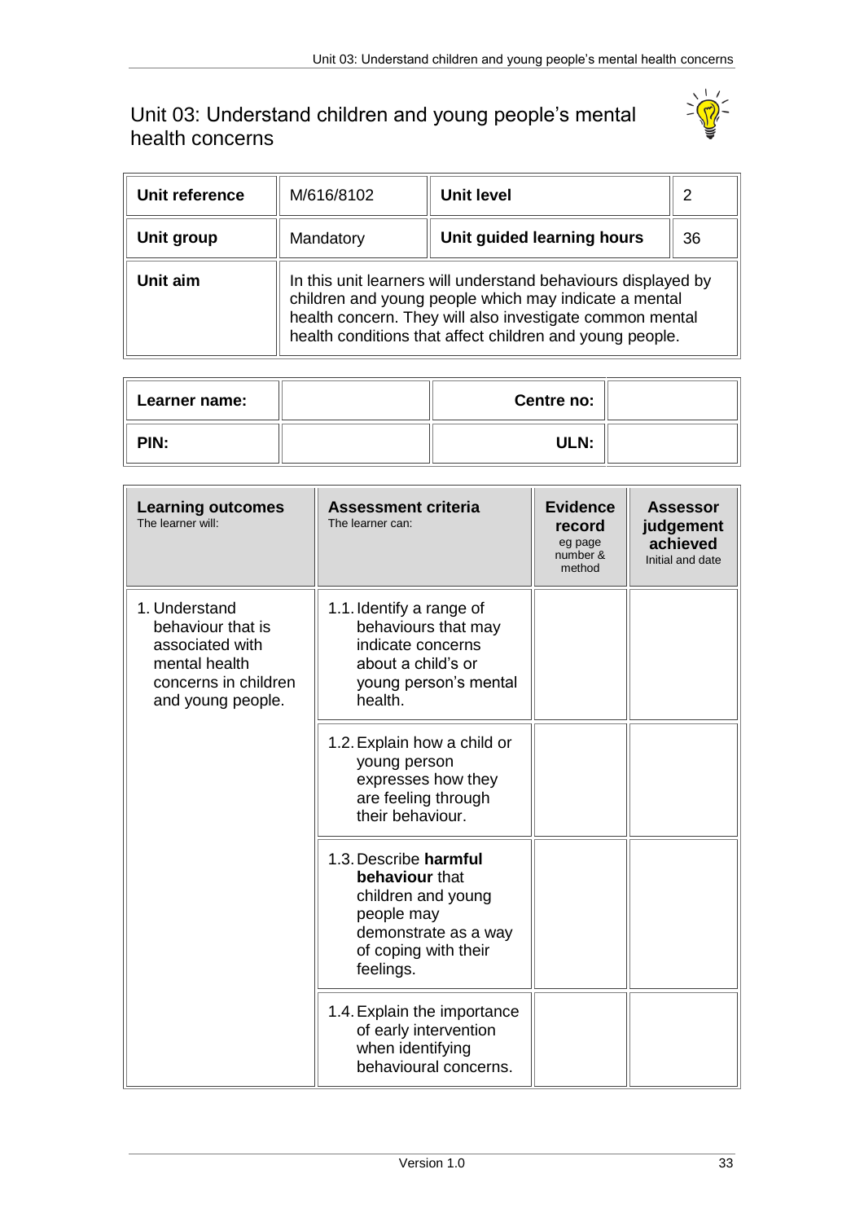# Unit 03: Understand children and young people's mental health concerns

| Unit reference | M/616/8102 | Unit level | 2 |
|---|---|---|---|
| Unit group | Mandatory | Unit guided learning hours | 36 |
| Unit aim | In this unit learners will understand behaviours displayed by children and young people which may indicate a mental health concern. They will also investigate common mental health conditions that affect children and young people. | | |

| Learner name: | | Centre no: | |
|---|---|---|---|
| PIN: | | ULN: | |

| Learning outcomes<br>The learner will: | Assessment criteria<br>The learner can: | Evidence record<br>eg page number & method | Assessor judgement achieved<br>Initial and date |
|---|---|---|---|
| 1. Understand behaviour that is associated with mental health concerns in children and young people. | 1.1. Identify a range of behaviours that may indicate concerns about a child's or young person's mental health. | | |
| | 1.2. Explain how a child or young person expresses how they are feeling through their behaviour. | | |
| | 1.3. Describe **harmful behaviour** that children and young people may demonstrate as a way of coping with their feelings. | | |
| | 1.4. Explain the importance of early intervention when identifying behavioural concerns. | | |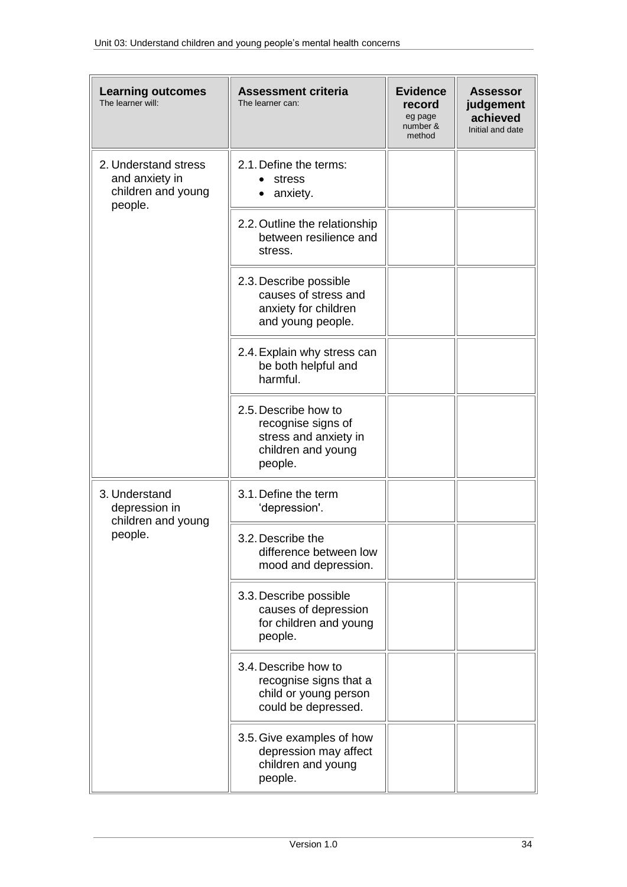| **Learning outcomes** The learner will: | **Assessment criteria** The learner can: | **Evidence record** eg page number & method | **Assessor judgement achieved** Initial and date |
|---|---|---|---|
| 2. Understand stress and anxiety in children and young people. | 2.1. Define the terms: <br>• stress <br>• anxiety. | | |
| | 2.2. Outline the relationship between resilience and stress. | | |
| | 2.3. Describe possible causes of stress and anxiety for children and young people. | | |
| | 2.4. Explain why stress can be both helpful and harmful. | | |
| | 2.5. Describe how to recognise signs of stress and anxiety in children and young people. | | |
| 3. Understand depression in children and young people. | 3.1. Define the term 'depression'. | | |
| | 3.2. Describe the difference between low mood and depression. | | |
| | 3.3. Describe possible causes of depression for children and young people. | | |
| | 3.4. Describe how to recognise signs that a child or young person could be depressed. | | |
| | 3.5. Give examples of how depression may affect children and young people. | | |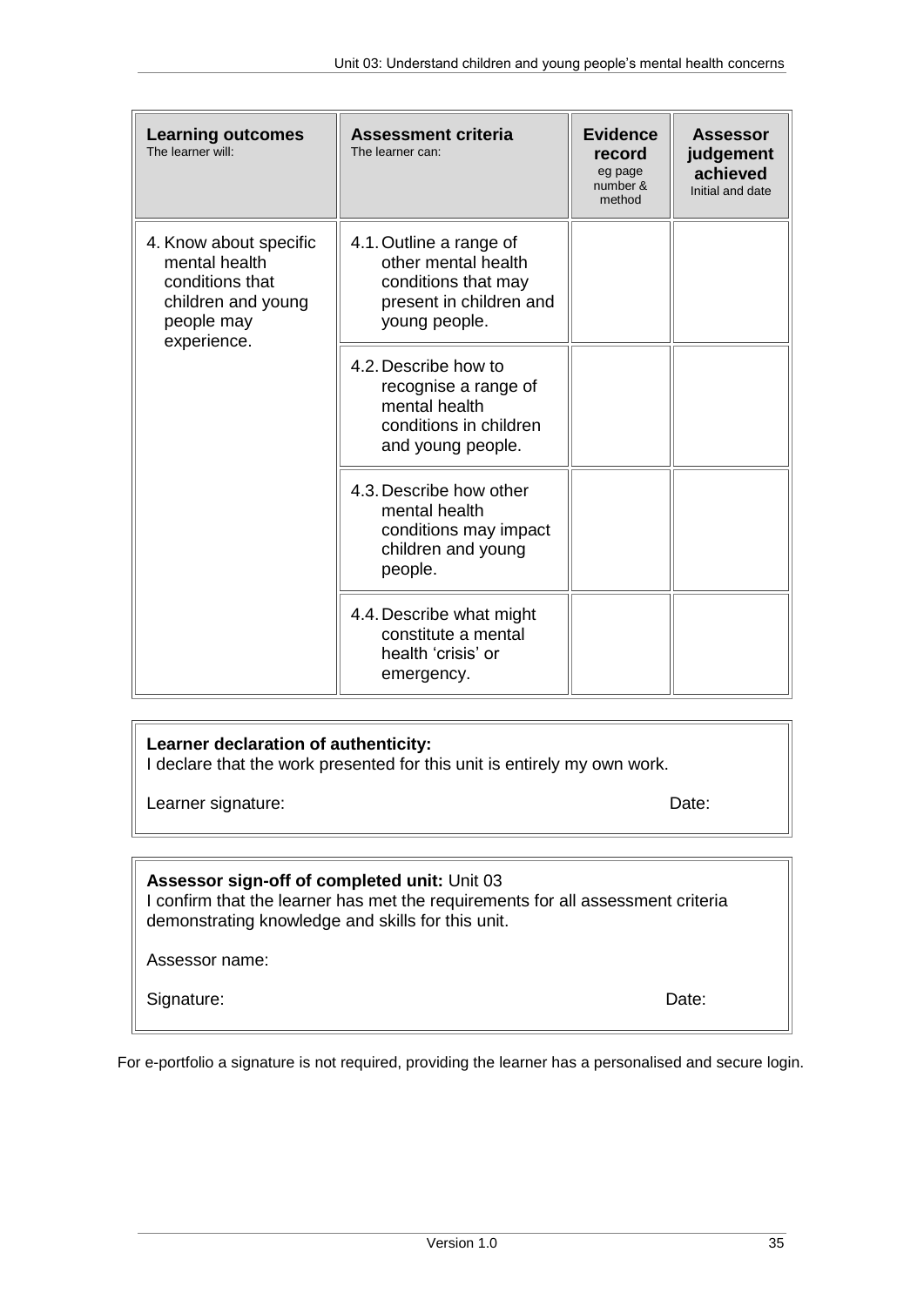| **Learning outcomes** The learner will: | **Assessment criteria** The learner can: | **Evidence record** eg page number & method | **Assessor judgement achieved** Initial and date |
|---|---|---|---|
| 4. Know about specific mental health conditions that children and young people may experience. | 4.1. Outline a range of other mental health conditions that may present in children and young people. | | |
| | 4.2. Describe how to recognise a range of mental health conditions in children and young people. | | |
| | 4.3. Describe how other mental health conditions may impact children and young people. | | |
| | 4.4. Describe what might constitute a mental health 'crisis' or emergency. | | |

**Learner declaration of authenticity:**
I declare that the work presented for this unit is entirely my own work.

Learner signature: Date:

**Assessor sign-off of completed unit:** Unit 03
I confirm that the learner has met the requirements for all assessment criteria demonstrating knowledge and skills for this unit.

Assessor name:

Signature: Date:

For e-portfolio a signature is not required, providing the learner has a personalised and secure login.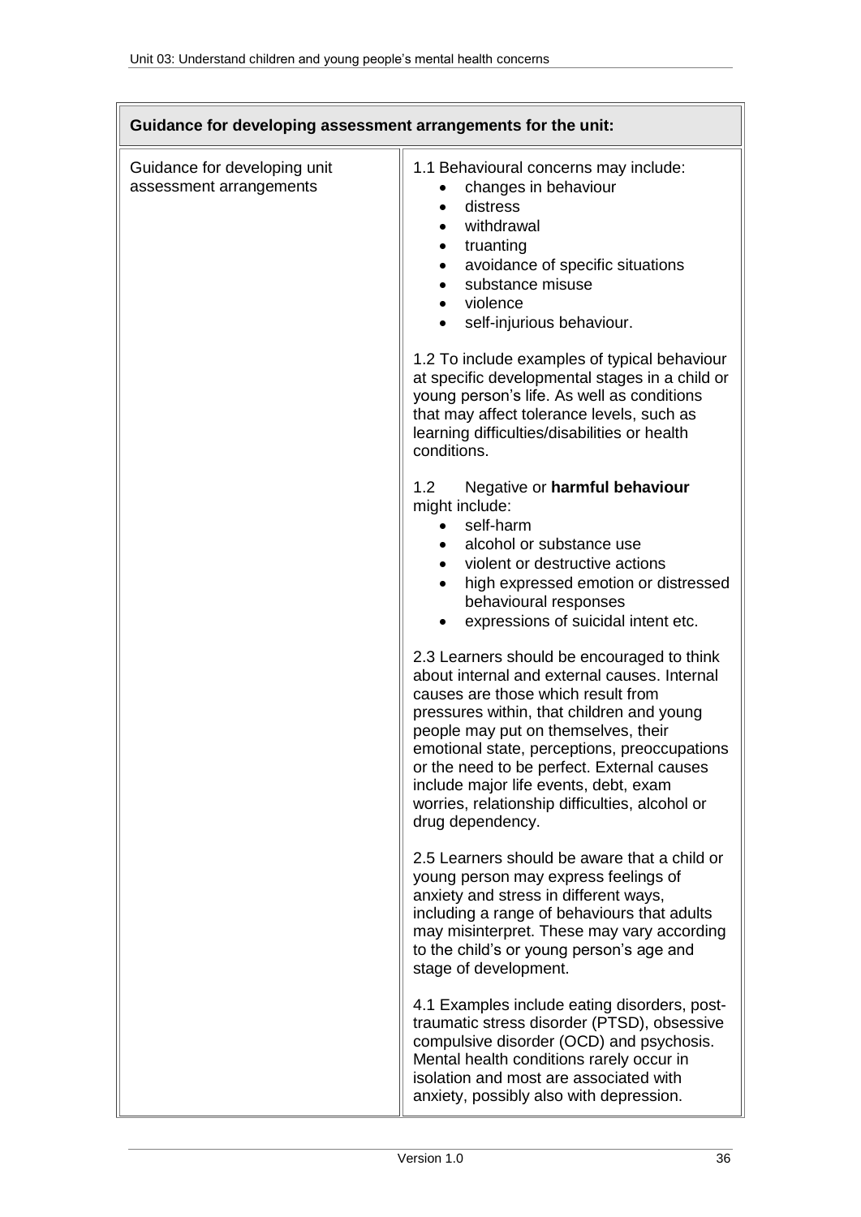| Guidance for developing assessment arrangements for the unit: | |
|---|---|
| Guidance for developing unit assessment arrangements | 1.1 Behavioural concerns may include:<br>• changes in behaviour<br>• distress<br>• withdrawal<br>• truanting<br>• avoidance of specific situations<br>• substance misuse<br>• violence<br>• self-injurious behaviour.<br><br>1.2 To include examples of typical behaviour at specific developmental stages in a child or young person's life. As well as conditions that may affect tolerance levels, such as learning difficulties/disabilities or health conditions.<br><br>1.2 Negative or **harmful behaviour** might include:<br>• self-harm<br>• alcohol or substance use<br>• violent or destructive actions<br>• high expressed emotion or distressed behavioural responses<br>• expressions of suicidal intent etc.<br><br>2.3 Learners should be encouraged to think about internal and external causes. Internal causes are those which result from pressures within, that children and young people may put on themselves, their emotional state, perceptions, preoccupations or the need to be perfect. External causes include major life events, debt, exam worries, relationship difficulties, alcohol or drug dependency.<br><br>2.5 Learners should be aware that a child or young person may express feelings of anxiety and stress in different ways, including a range of behaviours that adults may misinterpret. These may vary according to the child's or young person's age and stage of development.<br><br>4.1 Examples include eating disorders, post-traumatic stress disorder (PTSD), obsessive compulsive disorder (OCD) and psychosis. Mental health conditions rarely occur in isolation and most are associated with anxiety, possibly also with depression. |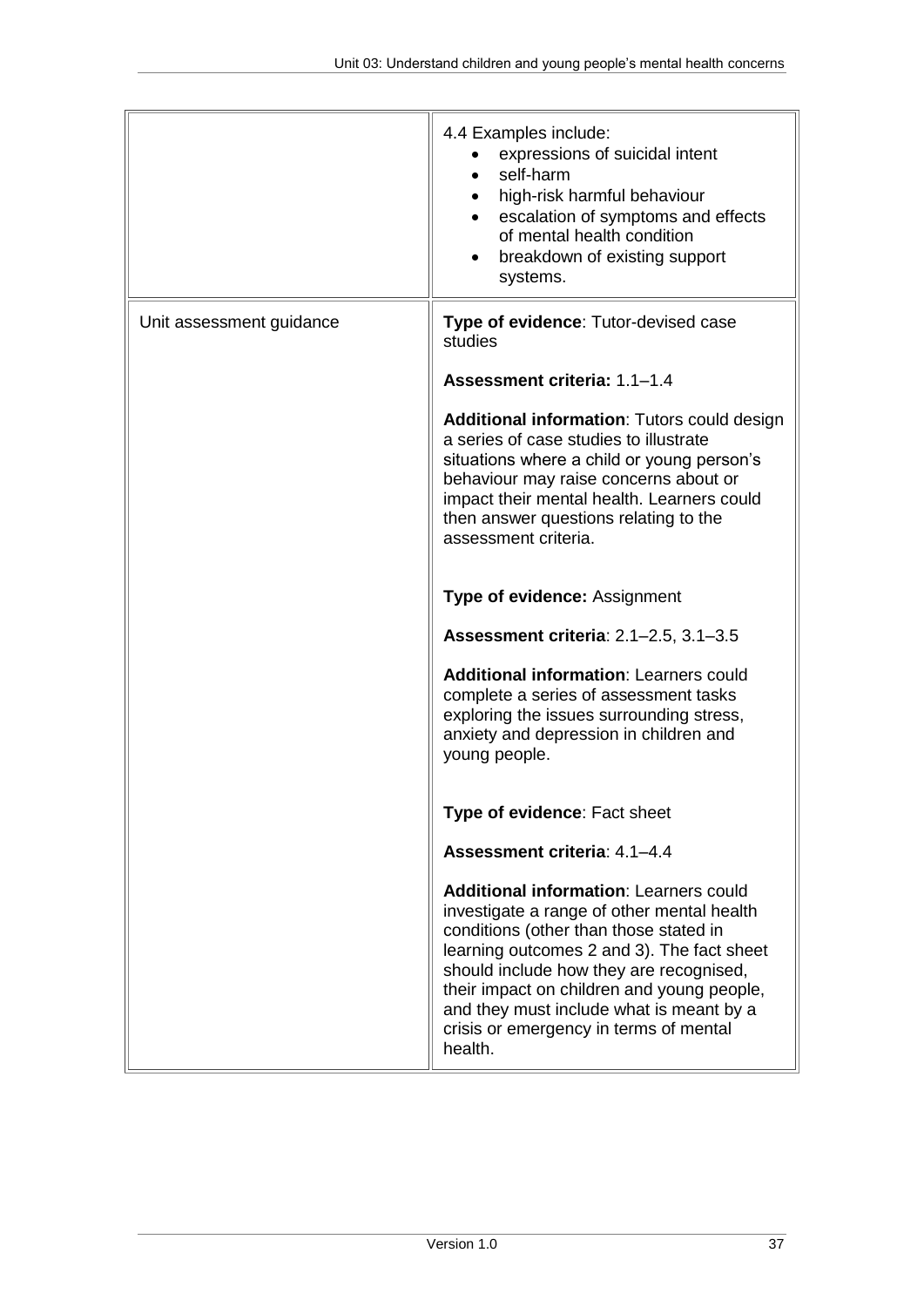| | |
|---|---|
| | 4.4 Examples include:<br>• expressions of suicidal intent<br>• self-harm<br>• high-risk harmful behaviour<br>• escalation of symptoms and effects of mental health condition<br>• breakdown of existing support systems. |
| Unit assessment guidance | **Type of evidence**: Tutor-devised case studies<br><br>**Assessment criteria:** 1.1–1.4<br><br>**Additional information**: Tutors could design a series of case studies to illustrate situations where a child or young person's behaviour may raise concerns about or impact their mental health. Learners could then answer questions relating to the assessment criteria.<br><br>**Type of evidence:** Assignment<br><br>**Assessment criteria**: 2.1–2.5, 3.1–3.5<br><br>**Additional information**: Learners could complete a series of assessment tasks exploring the issues surrounding stress, anxiety and depression in children and young people.<br><br>**Type of evidence**: Fact sheet<br><br>**Assessment criteria**: 4.1–4.4<br><br>**Additional information**: Learners could investigate a range of other mental health conditions (other than those stated in learning outcomes 2 and 3). The fact sheet should include how they are recognised, their impact on children and young people, and they must include what is meant by a crisis or emergency in terms of mental health. |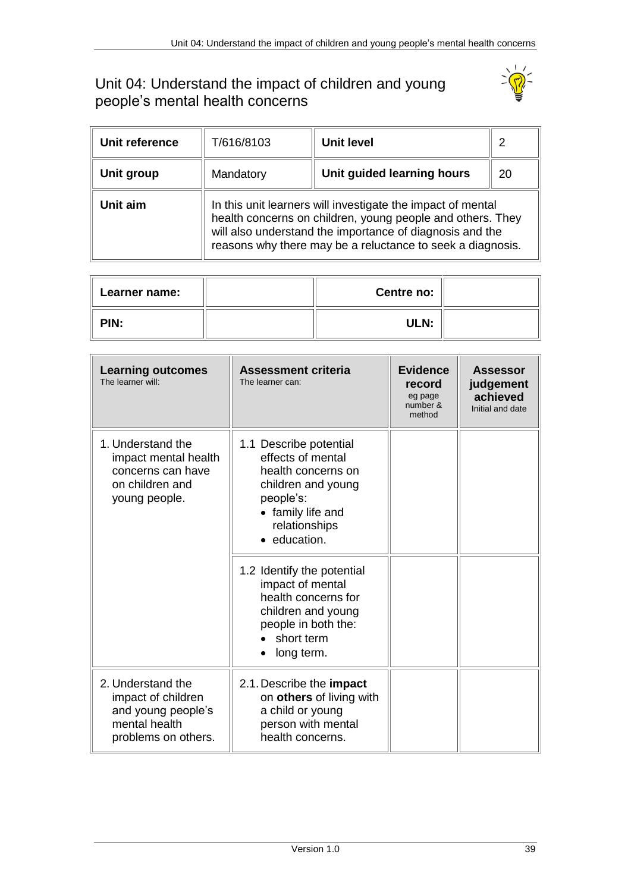# Unit 04: Understand the impact of children and young people's mental health concerns

| Unit reference | T/616/8103 | Unit level | 2 |
| --- | --- | --- | --- |
| Unit group | Mandatory | Unit guided learning hours | 20 |
| Unit aim | In this unit learners will investigate the impact of mental health concerns on children, young people and others. They will also understand the importance of diagnosis and the reasons why there may be a reluctance to seek a diagnosis. | | |

| Learner name: | | Centre no: | |
| --- | --- | --- | --- |
| PIN: | | ULN: | |

| Learning outcomes<br>The learner will: | Assessment criteria<br>The learner can: | Evidence record<br>eg page number & method | Assessor judgement achieved<br>Initial and date |
| --- | --- | --- | --- |
| 1. Understand the impact mental health concerns can have on children and young people. | 1.1 Describe potential effects of mental health concerns on children and young people's:<br>• family life and relationships<br>• education. | | |
| | 1.2 Identify the potential impact of mental health concerns for children and young people in both the:<br>• short term<br>• long term. | | |
| 2. Understand the impact of children and young people's mental health problems on others. | 2.1. Describe the **impact** on **others** of living with a child or young person with mental health concerns. | | |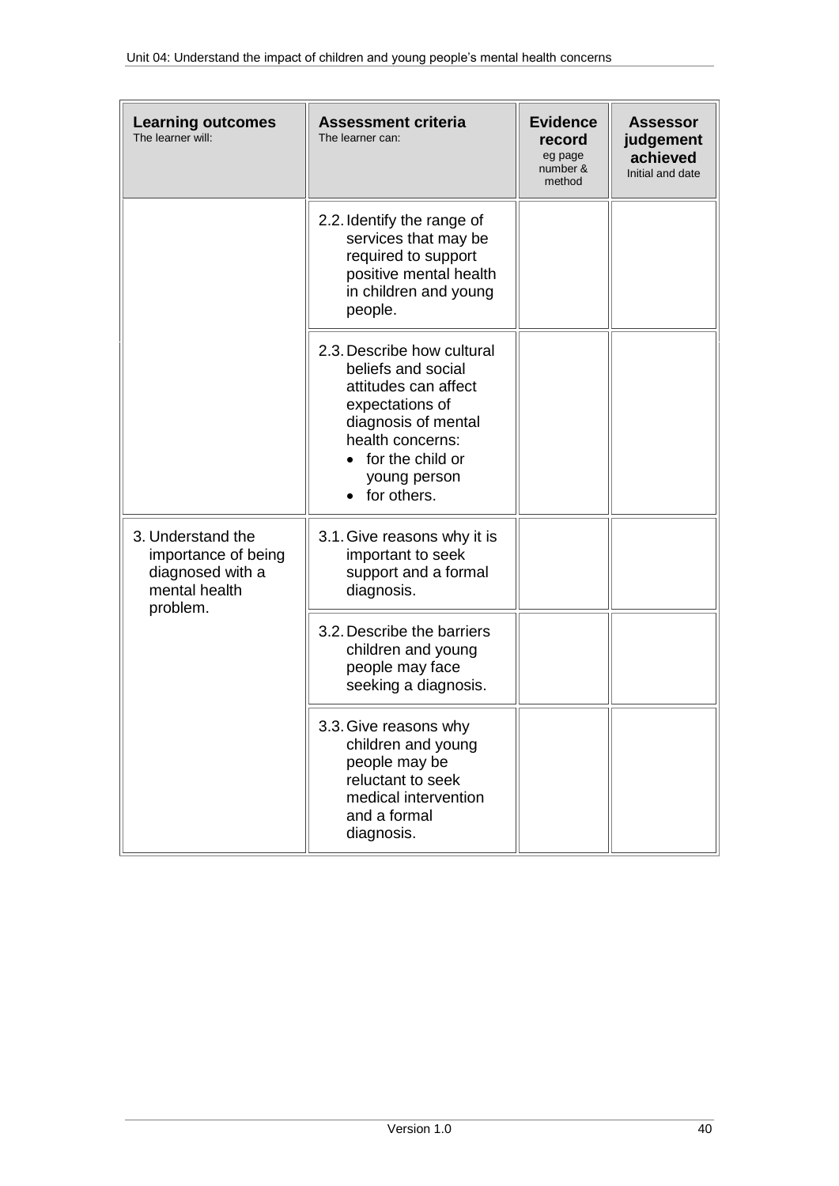| **Learning outcomes** The learner will: | **Assessment criteria** The learner can: | **Evidence record** eg page number & method | **Assessor judgement achieved** Initial and date |
|---|---|---|---|
| | 2.2. Identify the range of services that may be required to support positive mental health in children and young people. | | |
| | 2.3. Describe how cultural beliefs and social attitudes can affect expectations of diagnosis of mental health concerns: <br>• for the child or young person <br>• for others. | | |
| 3. Understand the importance of being diagnosed with a mental health problem. | 3.1. Give reasons why it is important to seek support and a formal diagnosis. | | |
| | 3.2. Describe the barriers children and young people may face seeking a diagnosis. | | |
| | 3.3. Give reasons why children and young people may be reluctant to seek medical intervention and a formal diagnosis. | | |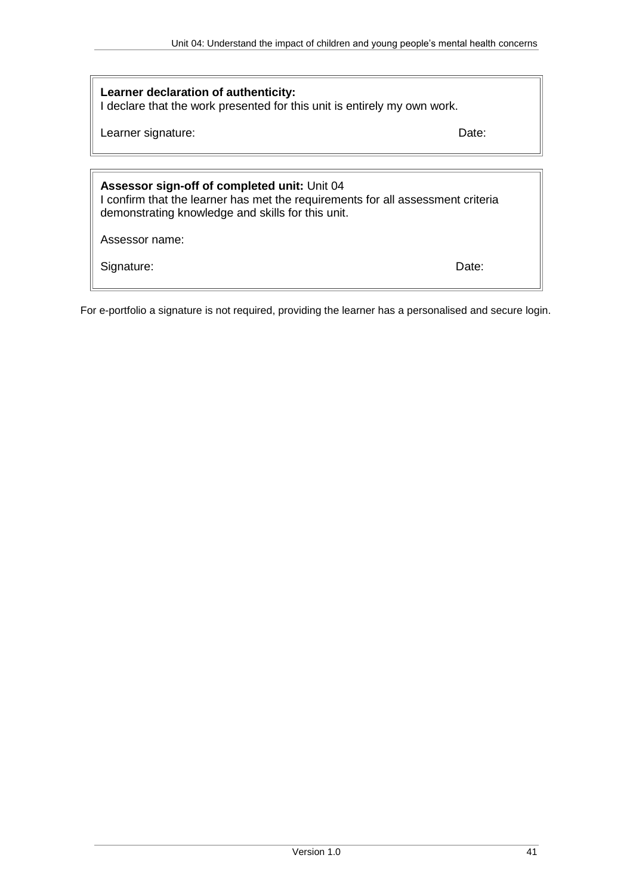**Learner declaration of authenticity:**
I declare that the work presented for this unit is entirely my own work.

Learner signature: Date:

**Assessor sign-off of completed unit:** Unit 04
I confirm that the learner has met the requirements for all assessment criteria demonstrating knowledge and skills for this unit.

Assessor name:

Signature: Date:

For e-portfolio a signature is not required, providing the learner has a personalised and secure login.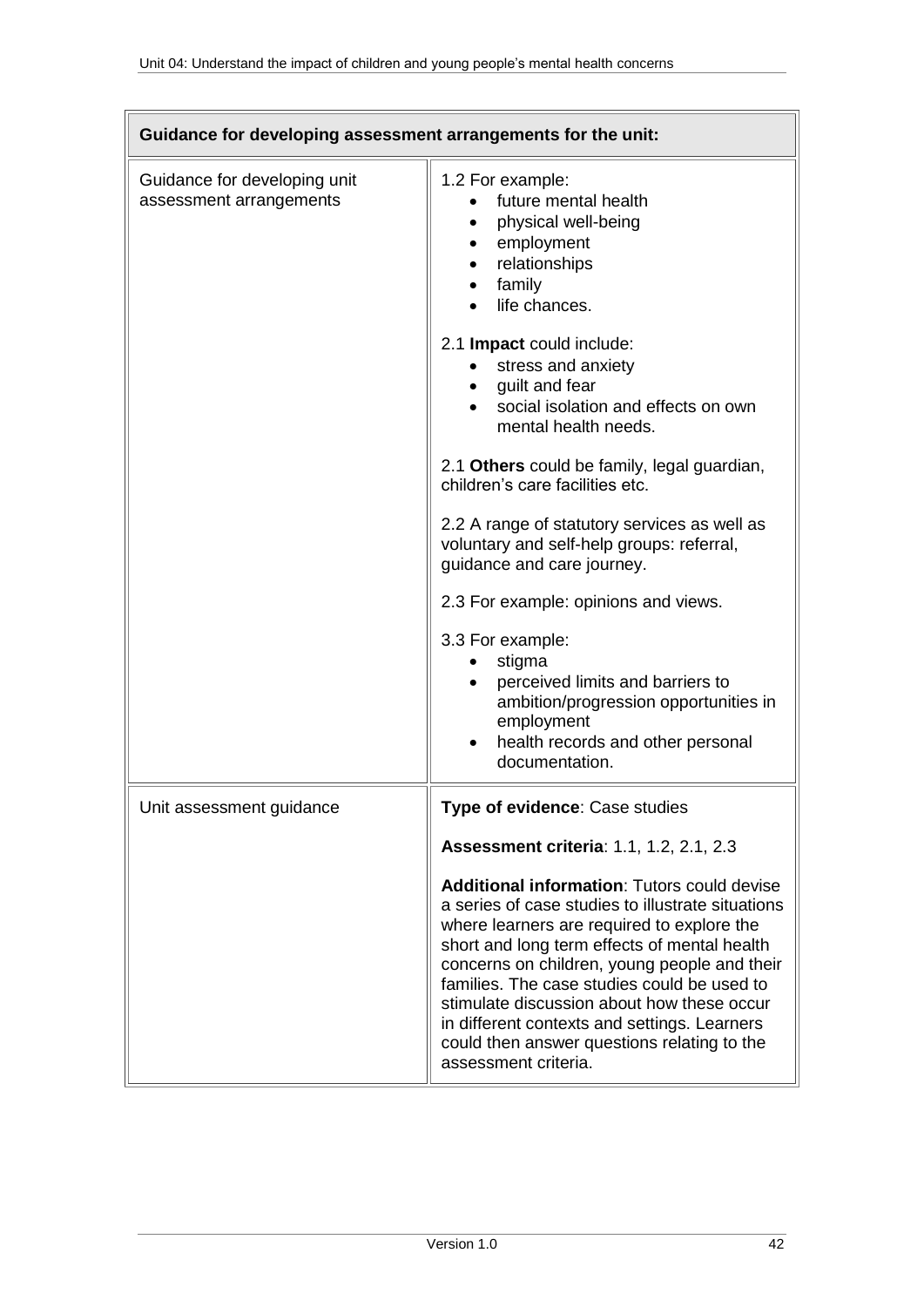| Guidance for developing assessment arrangements for the unit: | |
|---|---|
| Guidance for developing unit assessment arrangements | 1.2 For example:<br>• future mental health<br>• physical well-being<br>• employment<br>• relationships<br>• family<br>• life chances.<br><br>2.1 **Impact** could include:<br>• stress and anxiety<br>• guilt and fear<br>• social isolation and effects on own mental health needs.<br><br>2.1 **Others** could be family, legal guardian, children's care facilities etc.<br><br>2.2 A range of statutory services as well as voluntary and self-help groups: referral, guidance and care journey.<br><br>2.3 For example: opinions and views.<br><br>3.3 For example:<br>• stigma<br>• perceived limits and barriers to ambition/progression opportunities in employment<br>• health records and other personal documentation. |
| Unit assessment guidance | **Type of evidence**: Case studies<br><br>**Assessment criteria**: 1.1, 1.2, 2.1, 2.3<br><br>**Additional information**: Tutors could devise a series of case studies to illustrate situations where learners are required to explore the short and long term effects of mental health concerns on children, young people and their families. The case studies could be used to stimulate discussion about how these occur in different contexts and settings. Learners could then answer questions relating to the assessment criteria. |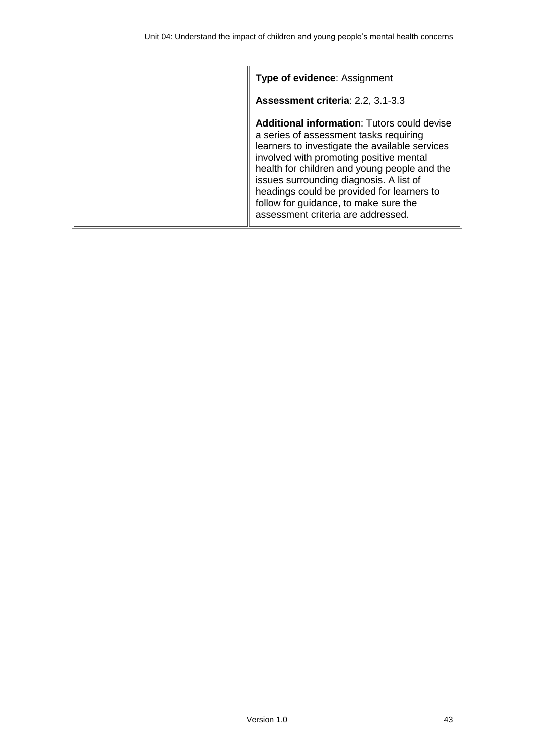| | |
|---|---|
| | **Type of evidence**: Assignment<br><br>**Assessment criteria**: 2.2, 3.1-3.3<br><br>**Additional information**: Tutors could devise a series of assessment tasks requiring learners to investigate the available services involved with promoting positive mental health for children and young people and the issues surrounding diagnosis. A list of headings could be provided for learners to follow for guidance, to make sure the assessment criteria are addressed. |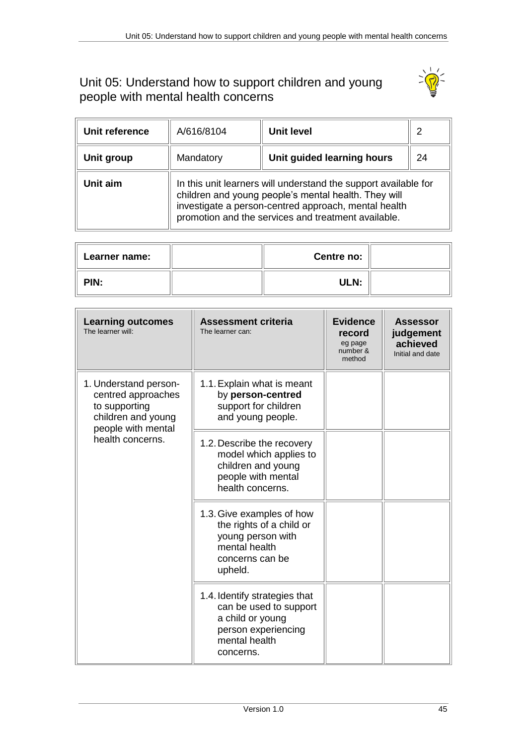# Unit 05: Understand how to support children and young people with mental health concerns

| **Unit reference** | A/616/8104 | **Unit level** | 2 |
|---|---|---|---|
| **Unit group** | Mandatory | **Unit guided learning hours** | 24 |
| **Unit aim** | In this unit learners will understand the support available for children and young people's mental health. They will investigate a person-centred approach, mental health promotion and the services and treatment available. | | |

| **Learner name:** | | **Centre no:** | |
|---|---|---|---|
| **PIN:** | | **ULN:** | |

| **Learning outcomes** The learner will: | **Assessment criteria** The learner can: | **Evidence record** eg page number & method | **Assessor judgement achieved** Initial and date |
|---|---|---|---|
| 1. Understand person-centred approaches to supporting children and young people with mental health concerns. | 1.1. Explain what is meant by **person-centred** support for children and young people. | | |
| | 1.2. Describe the recovery model which applies to children and young people with mental health concerns. | | |
| | 1.3. Give examples of how the rights of a child or young person with mental health concerns can be upheld. | | |
| | 1.4. Identify strategies that can be used to support a child or young person experiencing mental health concerns. | | |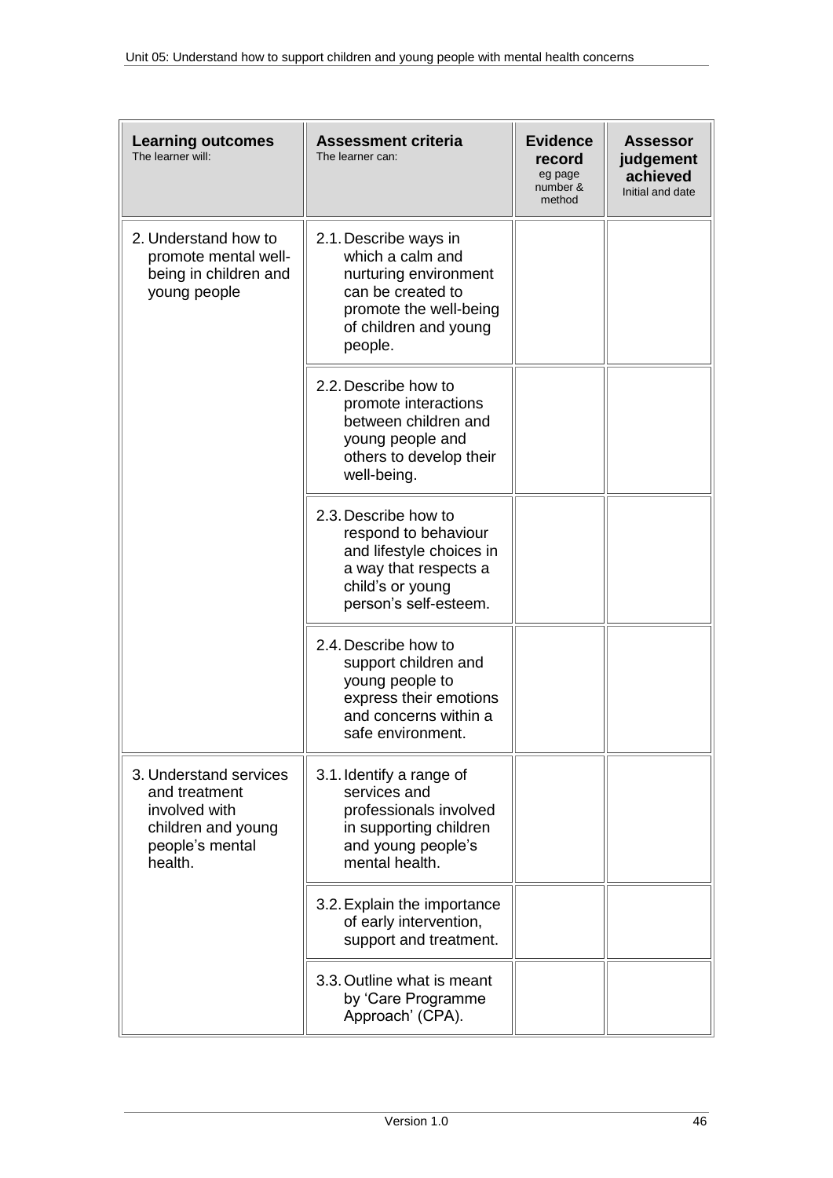| Learning outcomes<br>The learner will: | Assessment criteria<br>The learner can: | Evidence record<br>eg page number & method | Assessor judgement achieved<br>Initial and date |
|---|---|---|---|
| 2. Understand how to promote mental well-being in children and young people | 2.1. Describe ways in which a calm and nurturing environment can be created to promote the well-being of children and young people. | | |
| | 2.2. Describe how to promote interactions between children and young people and others to develop their well-being. | | |
| | 2.3. Describe how to respond to behaviour and lifestyle choices in a way that respects a child's or young person's self-esteem. | | |
| | 2.4. Describe how to support children and young people to express their emotions and concerns within a safe environment. | | |
| 3. Understand services and treatment involved with children and young people's mental health. | 3.1. Identify a range of services and professionals involved in supporting children and young people's mental health. | | |
| | 3.2. Explain the importance of early intervention, support and treatment. | | |
| | 3.3. Outline what is meant by 'Care Programme Approach' (CPA). | | |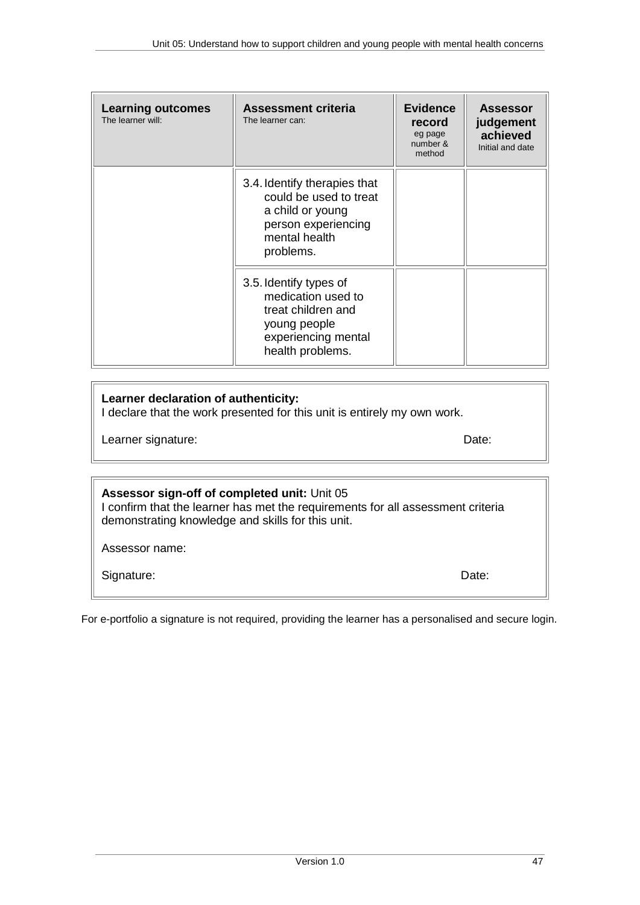| **Learning outcomes** The learner will: | **Assessment criteria** The learner can: | **Evidence record** eg page number & method | **Assessor judgement achieved** Initial and date |
|---|---|---|---|
| | 3.4. Identify therapies that could be used to treat a child or young person experiencing mental health problems. | | |
| | 3.5. Identify types of medication used to treat children and young people experiencing mental health problems. | | |

**Learner declaration of authenticity:**
I declare that the work presented for this unit is entirely my own work.

Learner signature: Date:

**Assessor sign-off of completed unit:** Unit 05
I confirm that the learner has met the requirements for all assessment criteria demonstrating knowledge and skills for this unit.

Assessor name:

Signature: Date:

For e-portfolio a signature is not required, providing the learner has a personalised and secure login.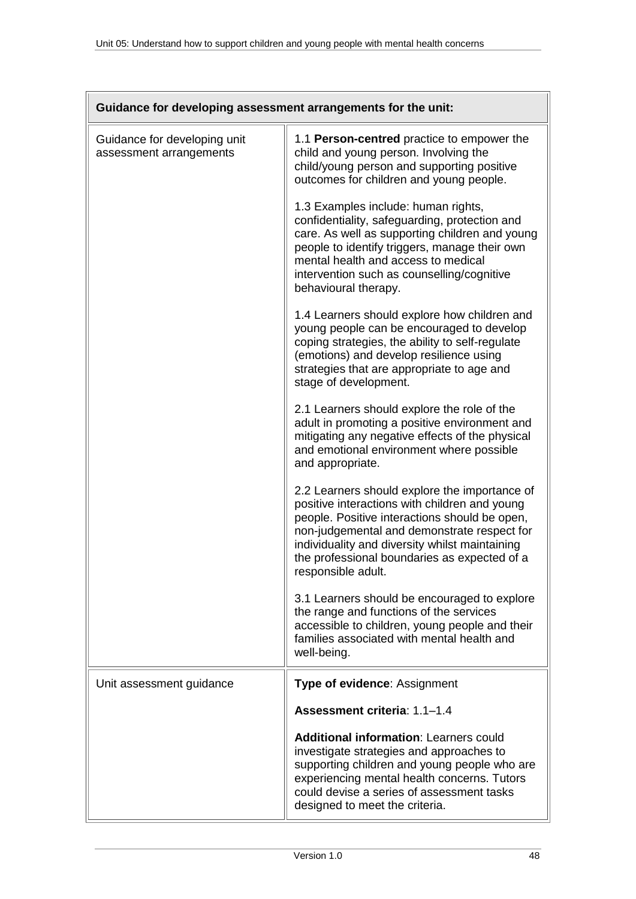| Guidance for developing assessment arrangements for the unit: | |
|---|---|
| Guidance for developing unit assessment arrangements | 1.1 **Person-centred** practice to empower the child and young person. Involving the child/young person and supporting positive outcomes for children and young people.<br><br>1.3 Examples include: human rights, confidentiality, safeguarding, protection and care. As well as supporting children and young people to identify triggers, manage their own mental health and access to medical intervention such as counselling/cognitive behavioural therapy.<br><br>1.4 Learners should explore how children and young people can be encouraged to develop coping strategies, the ability to self-regulate (emotions) and develop resilience using strategies that are appropriate to age and stage of development.<br><br>2.1 Learners should explore the role of the adult in promoting a positive environment and mitigating any negative effects of the physical and emotional environment where possible and appropriate.<br><br>2.2 Learners should explore the importance of positive interactions with children and young people. Positive interactions should be open, non-judgemental and demonstrate respect for individuality and diversity whilst maintaining the professional boundaries as expected of a responsible adult.<br><br>3.1 Learners should be encouraged to explore the range and functions of the services accessible to children, young people and their families associated with mental health and well-being. |
| Unit assessment guidance | **Type of evidence**: Assignment<br><br>**Assessment criteria**: 1.1–1.4<br><br>**Additional information**: Learners could investigate strategies and approaches to supporting children and young people who are experiencing mental health concerns. Tutors could devise a series of assessment tasks designed to meet the criteria. |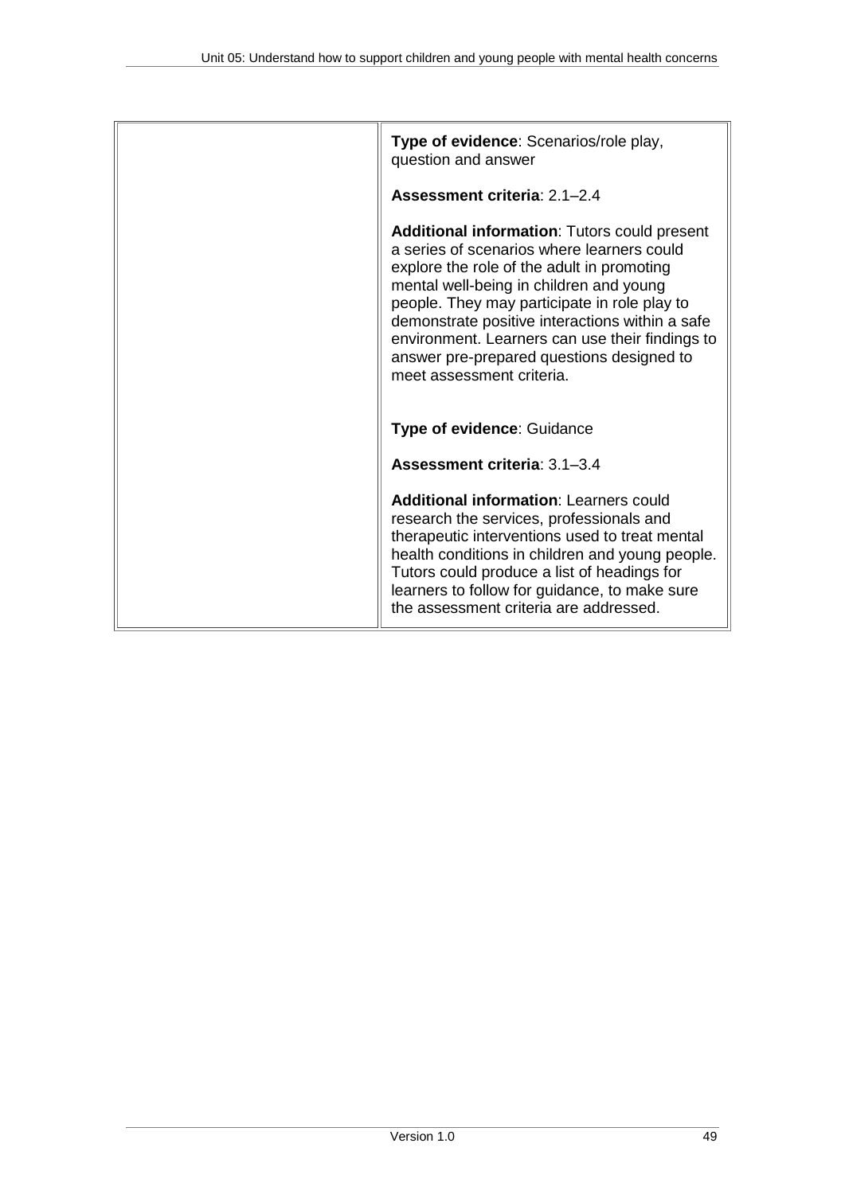| | |
|---|---|
| | **Type of evidence**: Scenarios/role play, question and answer<br><br>**Assessment criteria**: 2.1–2.4<br><br>**Additional information**: Tutors could present a series of scenarios where learners could explore the role of the adult in promoting mental well-being in children and young people. They may participate in role play to demonstrate positive interactions within a safe environment. Learners can use their findings to answer pre-prepared questions designed to meet assessment criteria.<br><br>**Type of evidence**: Guidance<br><br>**Assessment criteria**: 3.1–3.4<br><br>**Additional information**: Learners could research the services, professionals and therapeutic interventions used to treat mental health conditions in children and young people. Tutors could produce a list of headings for learners to follow for guidance, to make sure the assessment criteria are addressed. |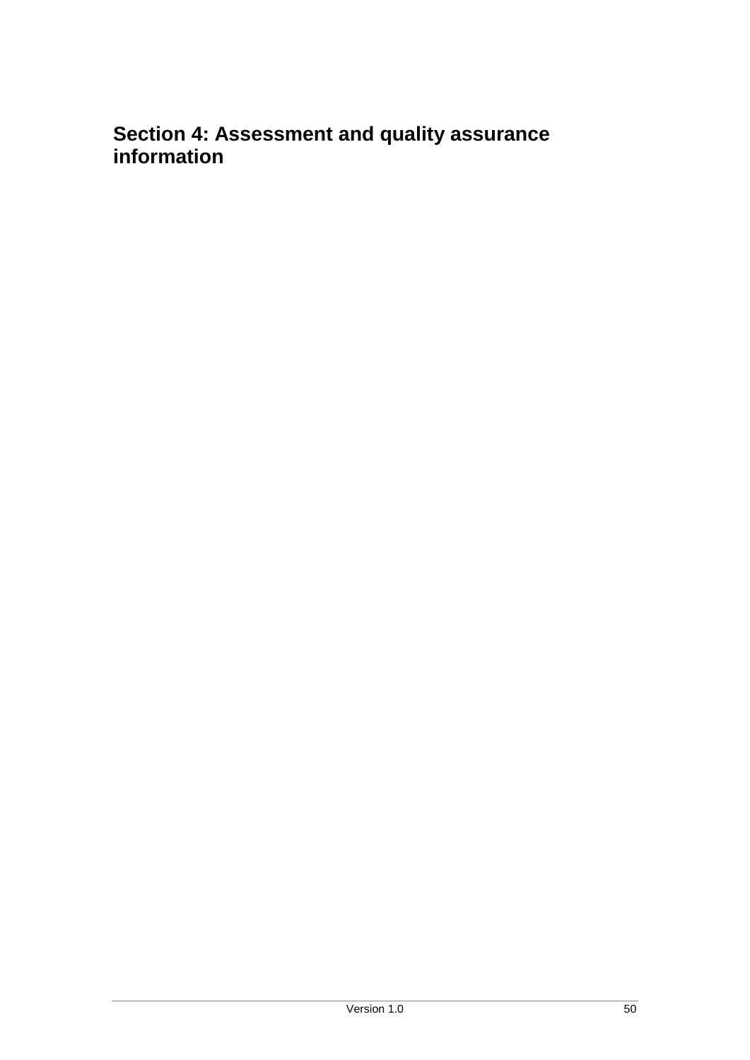# Section 4: Assessment and quality assurance information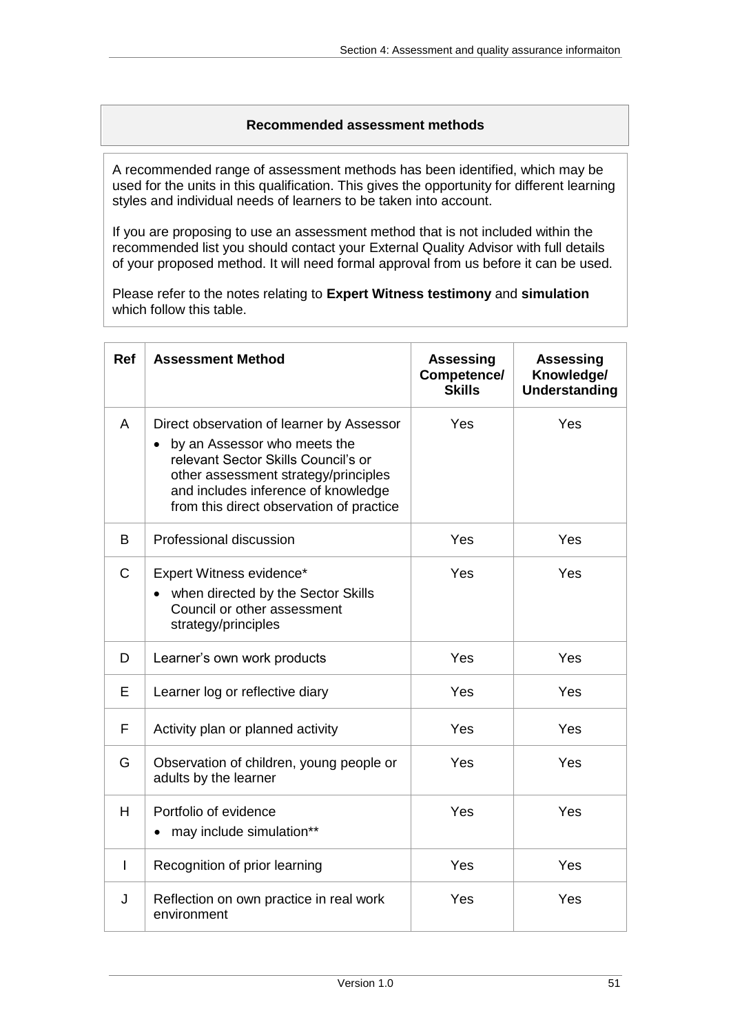## Recommended assessment methods

A recommended range of assessment methods has been identified, which may be used for the units in this qualification. This gives the opportunity for different learning styles and individual needs of learners to be taken into account.

If you are proposing to use an assessment method that is not included within the recommended list you should contact your External Quality Advisor with full details of your proposed method. It will need formal approval from us before it can be used.

Please refer to the notes relating to **Expert Witness testimony** and **simulation** which follow this table.

| Ref | Assessment Method | Assessing Competence/ Skills | Assessing Knowledge/ Understanding |
|---|---|---|---|
| A | Direct observation of learner by Assessor<br>• by an Assessor who meets the relevant Sector Skills Council's or other assessment strategy/principles and includes inference of knowledge from this direct observation of practice | Yes | Yes |
| B | Professional discussion | Yes | Yes |
| C | Expert Witness evidence*<br>• when directed by the Sector Skills Council or other assessment strategy/principles | Yes | Yes |
| D | Learner's own work products | Yes | Yes |
| E | Learner log or reflective diary | Yes | Yes |
| F | Activity plan or planned activity | Yes | Yes |
| G | Observation of children, young people or adults by the learner | Yes | Yes |
| H | Portfolio of evidence<br>• may include simulation** | Yes | Yes |
| I | Recognition of prior learning | Yes | Yes |
| J | Reflection on own practice in real work environment | Yes | Yes |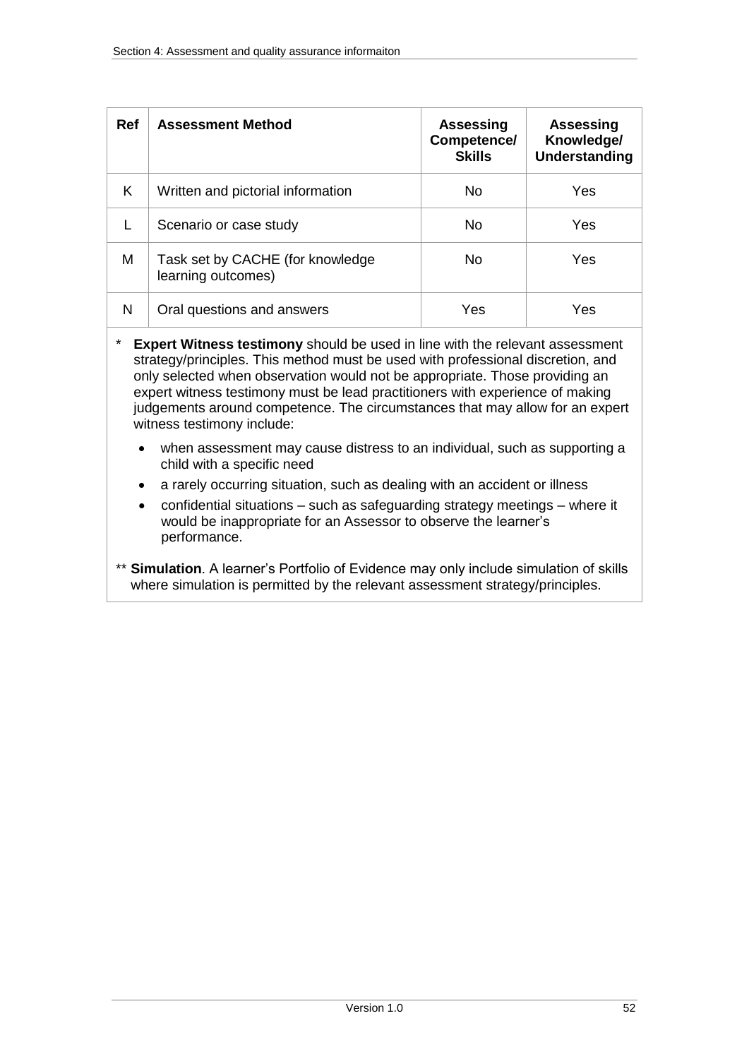| Ref | Assessment Method | Assessing Competence/ Skills | Assessing Knowledge/ Understanding |
|---|---|---|---|
| K | Written and pictorial information | No | Yes |
| L | Scenario or case study | No | Yes |
| M | Task set by CACHE (for knowledge learning outcomes) | No | Yes |
| N | Oral questions and answers | Yes | Yes |

\* **Expert Witness testimony** should be used in line with the relevant assessment strategy/principles. This method must be used with professional discretion, and only selected when observation would not be appropriate. Those providing an expert witness testimony must be lead practitioners with experience of making judgements around competence. The circumstances that may allow for an expert witness testimony include:

- when assessment may cause distress to an individual, such as supporting a child with a specific need
- a rarely occurring situation, such as dealing with an accident or illness
- confidential situations – such as safeguarding strategy meetings – where it would be inappropriate for an Assessor to observe the learner's performance.

** **Simulation**. A learner's Portfolio of Evidence may only include simulation of skills where simulation is permitted by the relevant assessment strategy/principles.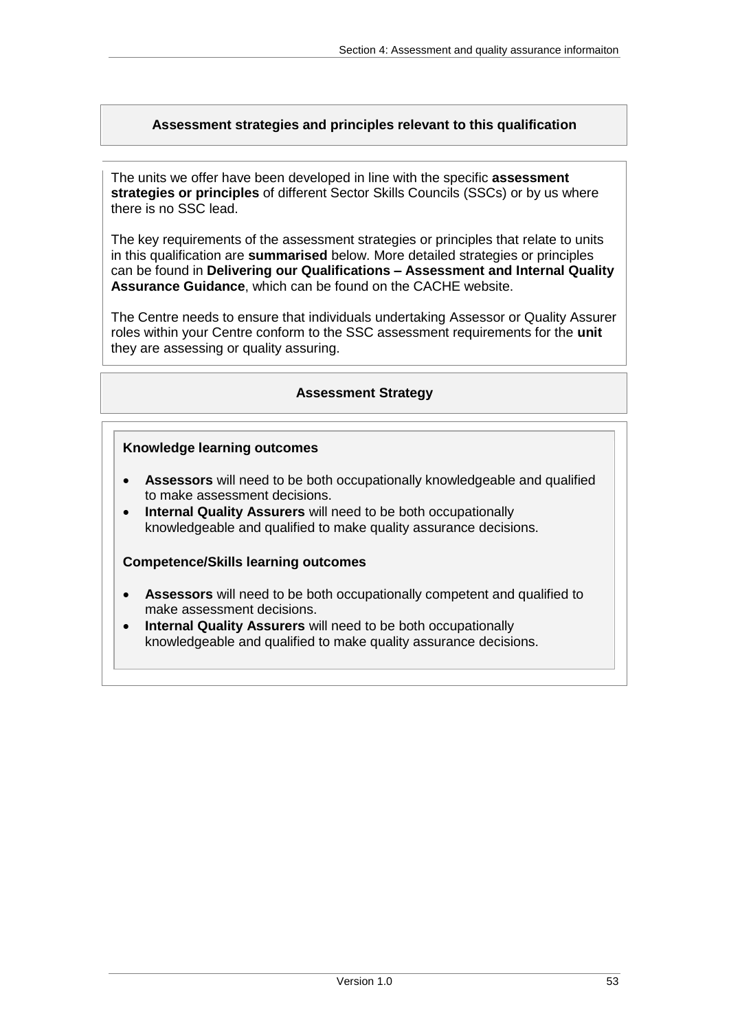## Assessment strategies and principles relevant to this qualification

The units we offer have been developed in line with the specific **assessment strategies or principles** of different Sector Skills Councils (SSCs) or by us where there is no SSC lead.

The key requirements of the assessment strategies or principles that relate to units in this qualification are **summarised** below. More detailed strategies or principles can be found in **Delivering our Qualifications – Assessment and Internal Quality Assurance Guidance**, which can be found on the CACHE website.

The Centre needs to ensure that individuals undertaking Assessor or Quality Assurer roles within your Centre conform to the SSC assessment requirements for the **unit** they are assessing or quality assuring.

## Assessment Strategy

**Knowledge learning outcomes**

- **Assessors** will need to be both occupationally knowledgeable and qualified to make assessment decisions.
- **Internal Quality Assurers** will need to be both occupationally knowledgeable and qualified to make quality assurance decisions.

**Competence/Skills learning outcomes**

- **Assessors** will need to be both occupationally competent and qualified to make assessment decisions.
- **Internal Quality Assurers** will need to be both occupationally knowledgeable and qualified to make quality assurance decisions.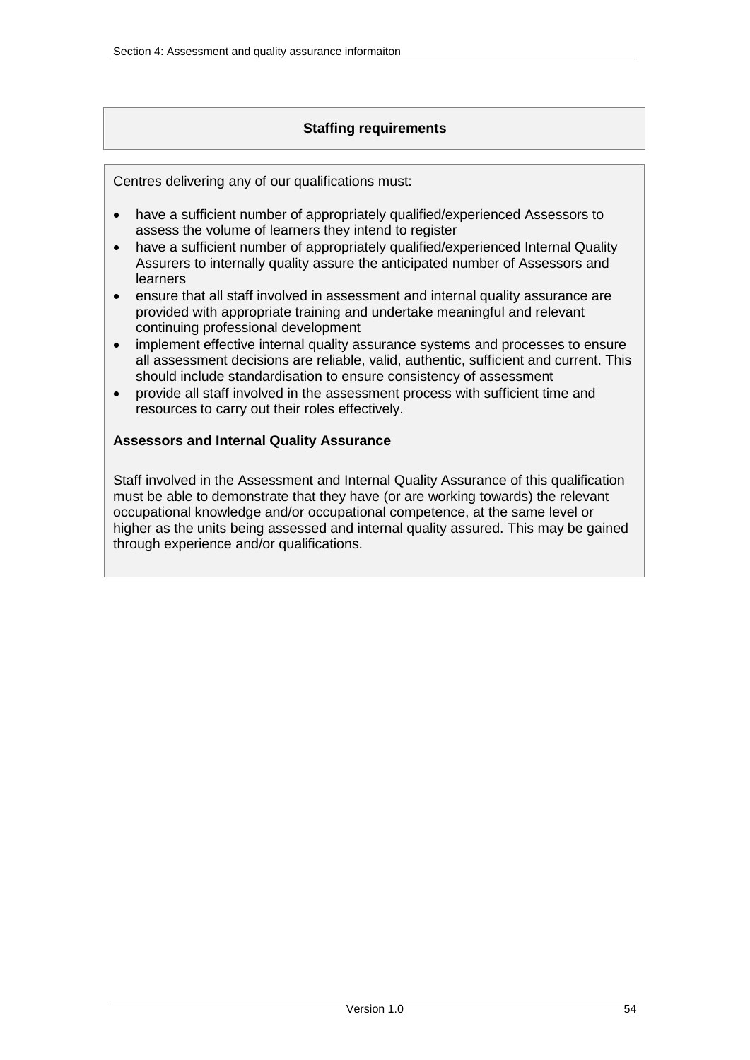## Staffing requirements

Centres delivering any of our qualifications must:

- have a sufficient number of appropriately qualified/experienced Assessors to assess the volume of learners they intend to register
- have a sufficient number of appropriately qualified/experienced Internal Quality Assurers to internally quality assure the anticipated number of Assessors and learners
- ensure that all staff involved in assessment and internal quality assurance are provided with appropriate training and undertake meaningful and relevant continuing professional development
- implement effective internal quality assurance systems and processes to ensure all assessment decisions are reliable, valid, authentic, sufficient and current. This should include standardisation to ensure consistency of assessment
- provide all staff involved in the assessment process with sufficient time and resources to carry out their roles effectively.

**Assessors and Internal Quality Assurance**

Staff involved in the Assessment and Internal Quality Assurance of this qualification must be able to demonstrate that they have (or are working towards) the relevant occupational knowledge and/or occupational competence, at the same level or higher as the units being assessed and internal quality assured. This may be gained through experience and/or qualifications.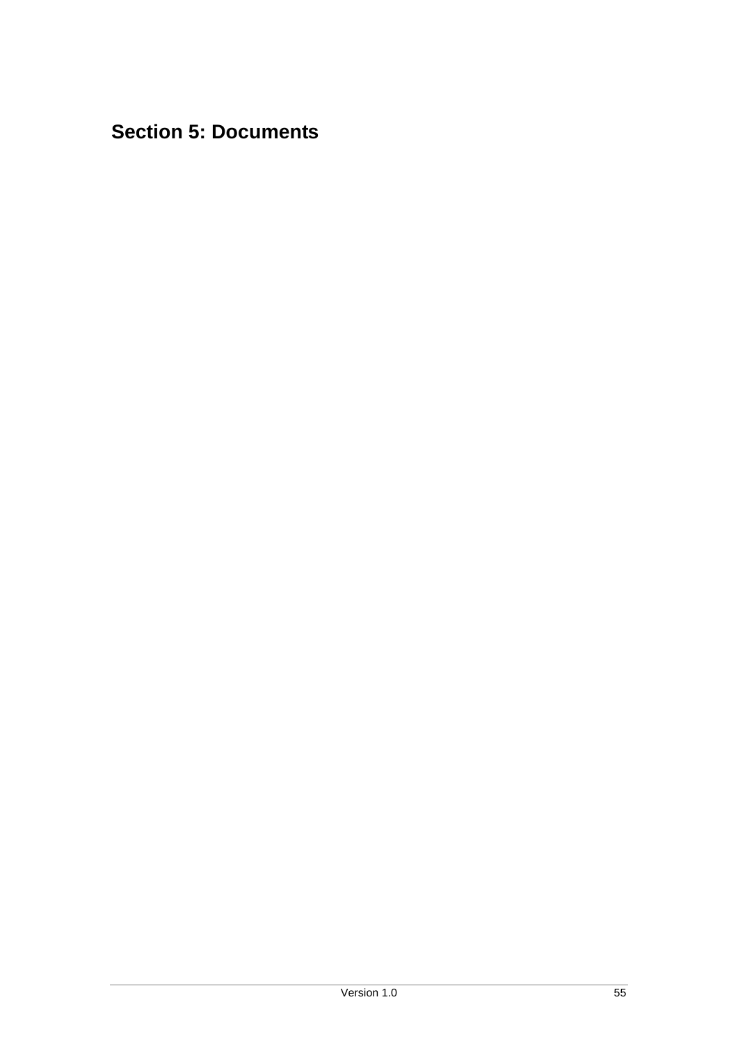# Section 5: Documents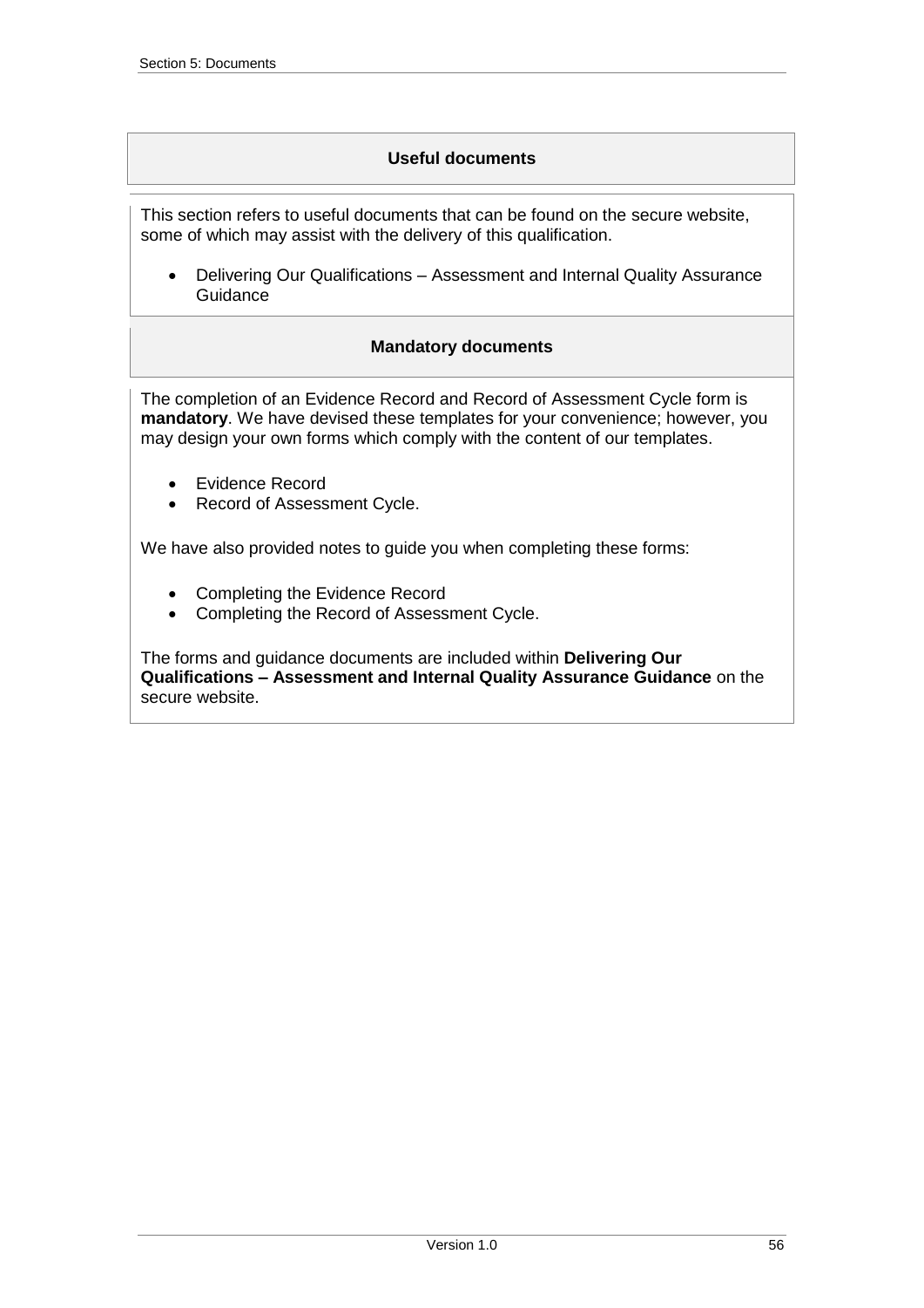## Useful documents

This section refers to useful documents that can be found on the secure website, some of which may assist with the delivery of this qualification.

- Delivering Our Qualifications – Assessment and Internal Quality Assurance Guidance

## Mandatory documents

The completion of an Evidence Record and Record of Assessment Cycle form is **mandatory**. We have devised these templates for your convenience; however, you may design your own forms which comply with the content of our templates.

- Evidence Record
- Record of Assessment Cycle.

We have also provided notes to guide you when completing these forms:

- Completing the Evidence Record
- Completing the Record of Assessment Cycle.

The forms and guidance documents are included within **Delivering Our Qualifications – Assessment and Internal Quality Assurance Guidance** on the secure website.